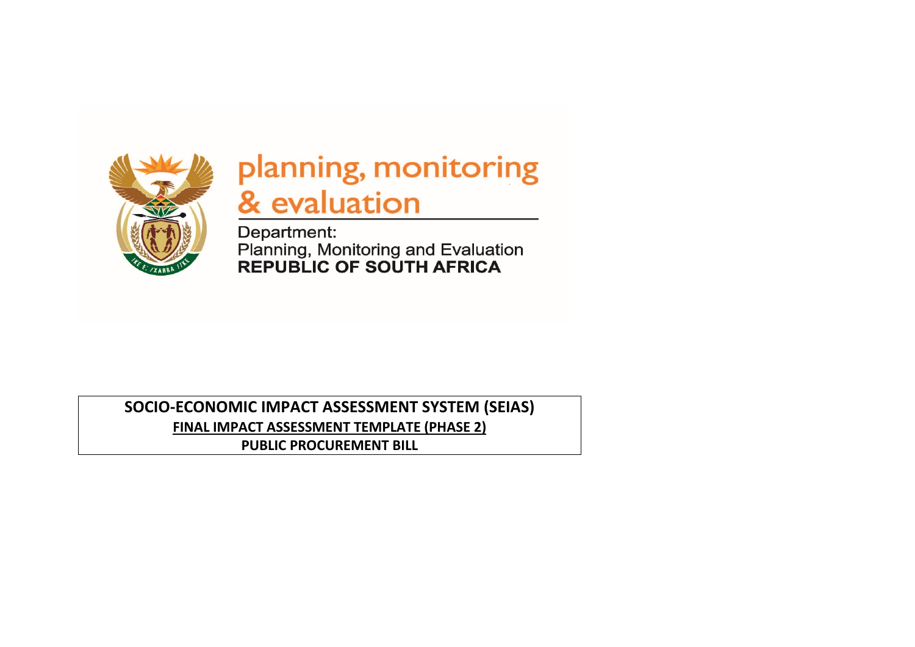planning, monitoring & evaluation

Department:
Planning, Monitoring and Evaluation
**REPUBLIC OF SOUTH AFRICA**

**SOCIO-ECONOMIC IMPACT ASSESSMENT SYSTEM (SEIAS)**

**FINAL IMPACT ASSESSMENT TEMPLATE (PHASE 2)**

**PUBLIC PROCUREMENT BILL**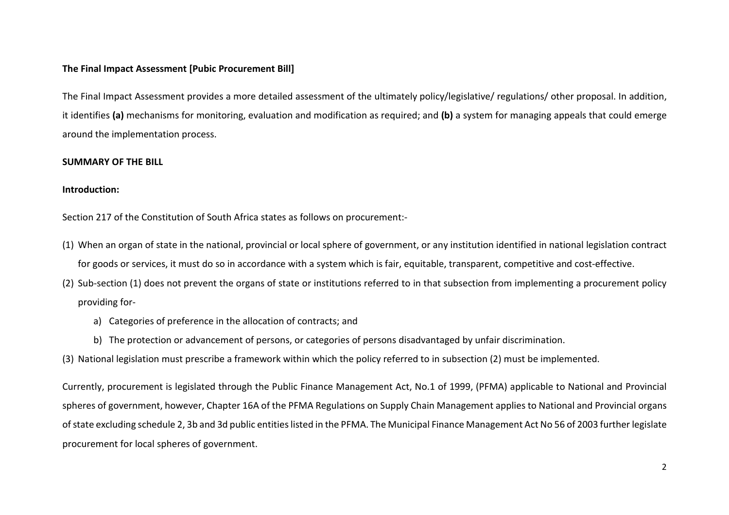**The Final Impact Assessment [Pubic Procurement Bill]**

The Final Impact Assessment provides a more detailed assessment of the ultimately policy/legislative/ regulations/ other proposal. In addition, it identifies **(a)** mechanisms for monitoring, evaluation and modification as required; and **(b)** a system for managing appeals that could emerge around the implementation process.

**SUMMARY OF THE BILL**

**Introduction:**

Section 217 of the Constitution of South Africa states as follows on procurement:-

(1) When an organ of state in the national, provincial or local sphere of government, or any institution identified in national legislation contract for goods or services, it must do so in accordance with a system which is fair, equitable, transparent, competitive and cost-effective.

(2) Sub-section (1) does not prevent the organs of state or institutions referred to in that subsection from implementing a procurement policy providing for-

   a) Categories of preference in the allocation of contracts; and

   b) The protection or advancement of persons, or categories of persons disadvantaged by unfair discrimination.

(3) National legislation must prescribe a framework within which the policy referred to in subsection (2) must be implemented.

Currently, procurement is legislated through the Public Finance Management Act, No.1 of 1999, (PFMA) applicable to National and Provincial spheres of government, however, Chapter 16A of the PFMA Regulations on Supply Chain Management applies to National and Provincial organs of state excluding schedule 2, 3b and 3d public entities listed in the PFMA. The Municipal Finance Management Act No 56 of 2003 further legislate procurement for local spheres of government.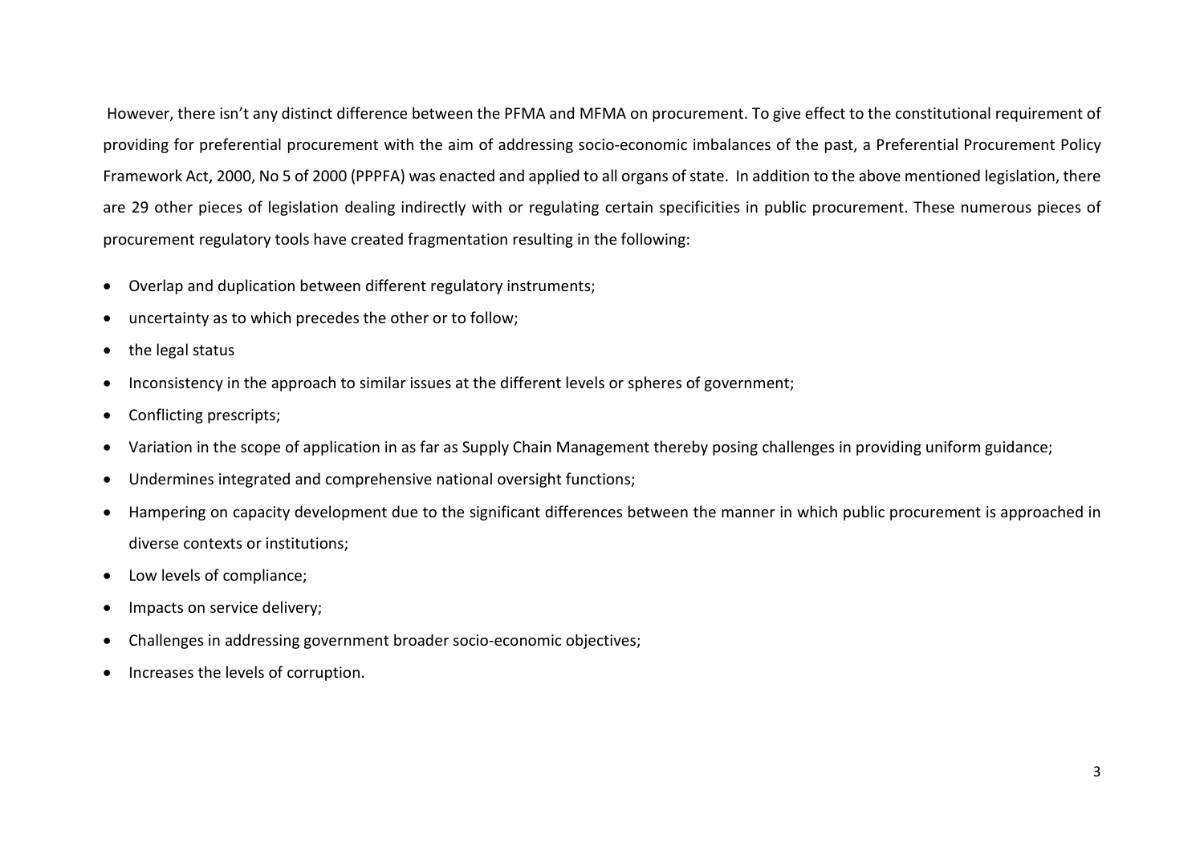However, there isn't any distinct difference between the PFMA and MFMA on procurement. To give effect to the constitutional requirement of providing for preferential procurement with the aim of addressing socio-economic imbalances of the past, a Preferential Procurement Policy Framework Act, 2000, No 5 of 2000 (PPPFA) was enacted and applied to all organs of state. In addition to the above mentioned legislation, there are 29 other pieces of legislation dealing indirectly with or regulating certain specificities in public procurement. These numerous pieces of procurement regulatory tools have created fragmentation resulting in the following:

- Overlap and duplication between different regulatory instruments;
- uncertainty as to which precedes the other or to follow;
- the legal status
- Inconsistency in the approach to similar issues at the different levels or spheres of government;
- Conflicting prescripts;
- Variation in the scope of application in as far as Supply Chain Management thereby posing challenges in providing uniform guidance;
- Undermines integrated and comprehensive national oversight functions;
- Hampering on capacity development due to the significant differences between the manner in which public procurement is approached in diverse contexts or institutions;
- Low levels of compliance;
- Impacts on service delivery;
- Challenges in addressing government broader socio-economic objectives;
- Increases the levels of corruption.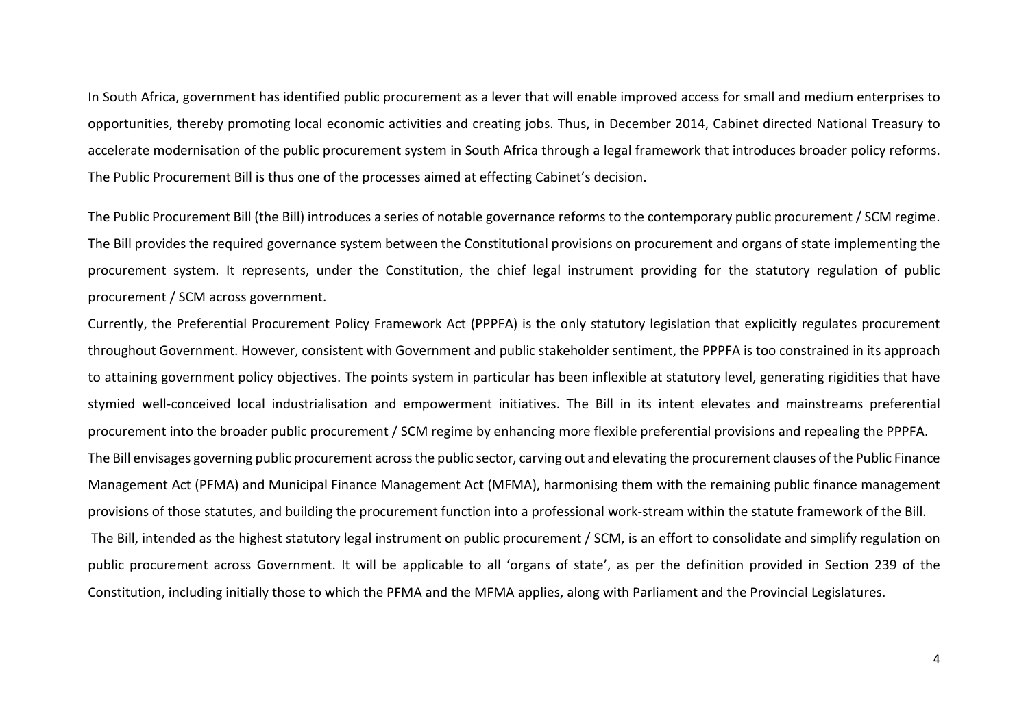In South Africa, government has identified public procurement as a lever that will enable improved access for small and medium enterprises to opportunities, thereby promoting local economic activities and creating jobs. Thus, in December 2014, Cabinet directed National Treasury to accelerate modernisation of the public procurement system in South Africa through a legal framework that introduces broader policy reforms. The Public Procurement Bill is thus one of the processes aimed at effecting Cabinet's decision.

The Public Procurement Bill (the Bill) introduces a series of notable governance reforms to the contemporary public procurement / SCM regime. The Bill provides the required governance system between the Constitutional provisions on procurement and organs of state implementing the procurement system. It represents, under the Constitution, the chief legal instrument providing for the statutory regulation of public procurement / SCM across government.

Currently, the Preferential Procurement Policy Framework Act (PPPFA) is the only statutory legislation that explicitly regulates procurement throughout Government. However, consistent with Government and public stakeholder sentiment, the PPPFA is too constrained in its approach to attaining government policy objectives. The points system in particular has been inflexible at statutory level, generating rigidities that have stymied well-conceived local industrialisation and empowerment initiatives. The Bill in its intent elevates and mainstreams preferential procurement into the broader public procurement / SCM regime by enhancing more flexible preferential provisions and repealing the PPPFA.

The Bill envisages governing public procurement across the public sector, carving out and elevating the procurement clauses of the Public Finance Management Act (PFMA) and Municipal Finance Management Act (MFMA), harmonising them with the remaining public finance management provisions of those statutes, and building the procurement function into a professional work-stream within the statute framework of the Bill.

The Bill, intended as the highest statutory legal instrument on public procurement / SCM, is an effort to consolidate and simplify regulation on public procurement across Government. It will be applicable to all 'organs of state', as per the definition provided in Section 239 of the Constitution, including initially those to which the PFMA and the MFMA applies, along with Parliament and the Provincial Legislatures.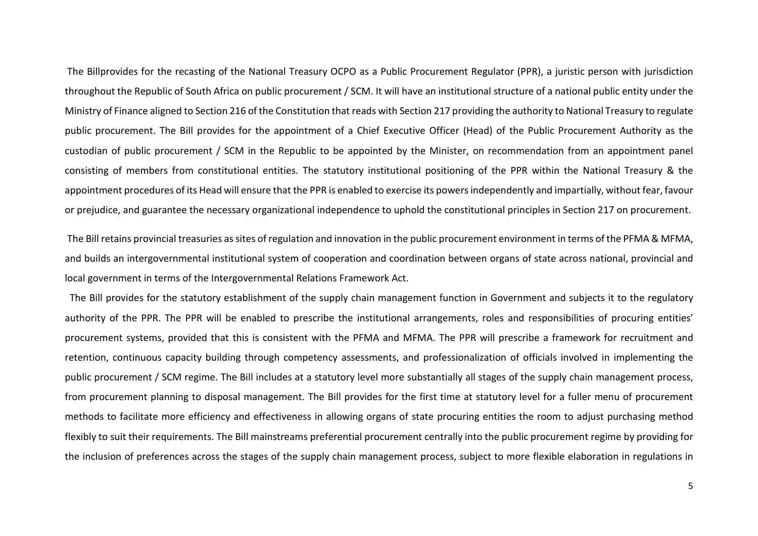The Billprovides for the recasting of the National Treasury OCPO as a Public Procurement Regulator (PPR), a juristic person with jurisdiction throughout the Republic of South Africa on public procurement / SCM. It will have an institutional structure of a national public entity under the Ministry of Finance aligned to Section 216 of the Constitution that reads with Section 217 providing the authority to National Treasury to regulate public procurement. The Bill provides for the appointment of a Chief Executive Officer (Head) of the Public Procurement Authority as the custodian of public procurement / SCM in the Republic to be appointed by the Minister, on recommendation from an appointment panel consisting of members from constitutional entities. The statutory institutional positioning of the PPR within the National Treasury & the appointment procedures of its Head will ensure that the PPR is enabled to exercise its powers independently and impartially, without fear, favour or prejudice, and guarantee the necessary organizational independence to uphold the constitutional principles in Section 217 on procurement.

The Bill retains provincial treasuries as sites of regulation and innovation in the public procurement environment in terms of the PFMA & MFMA, and builds an intergovernmental institutional system of cooperation and coordination between organs of state across national, provincial and local government in terms of the Intergovernmental Relations Framework Act.

The Bill provides for the statutory establishment of the supply chain management function in Government and subjects it to the regulatory authority of the PPR. The PPR will be enabled to prescribe the institutional arrangements, roles and responsibilities of procuring entities' procurement systems, provided that this is consistent with the PFMA and MFMA. The PPR will prescribe a framework for recruitment and retention, continuous capacity building through competency assessments, and professionalization of officials involved in implementing the public procurement / SCM regime. The Bill includes at a statutory level more substantially all stages of the supply chain management process, from procurement planning to disposal management. The Bill provides for the first time at statutory level for a fuller menu of procurement methods to facilitate more efficiency and effectiveness in allowing organs of state procuring entities the room to adjust purchasing method flexibly to suit their requirements. The Bill mainstreams preferential procurement centrally into the public procurement regime by providing for the inclusion of preferences across the stages of the supply chain management process, subject to more flexible elaboration in regulations in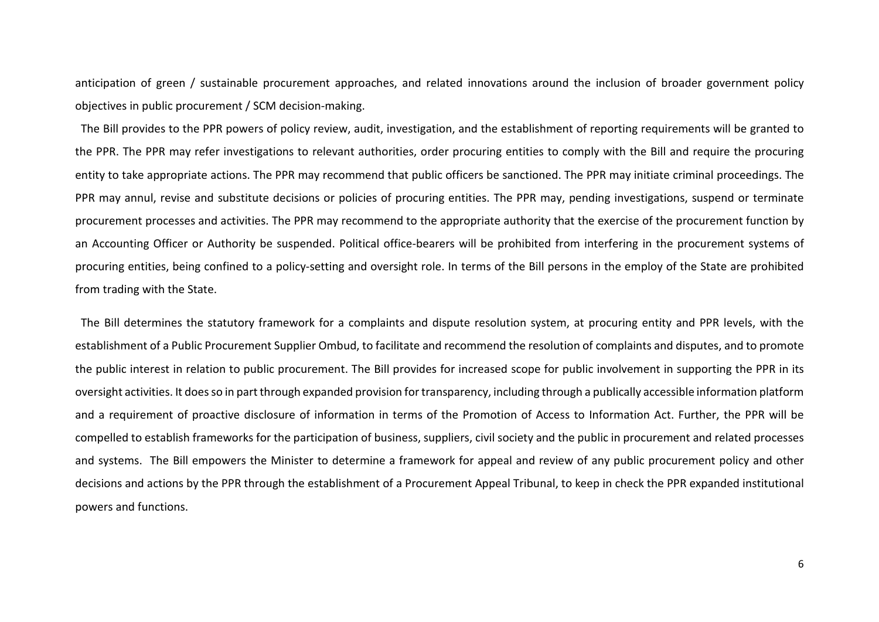anticipation of green / sustainable procurement approaches, and related innovations around the inclusion of broader government policy objectives in public procurement / SCM decision-making.

The Bill provides to the PPR powers of policy review, audit, investigation, and the establishment of reporting requirements will be granted to the PPR. The PPR may refer investigations to relevant authorities, order procuring entities to comply with the Bill and require the procuring entity to take appropriate actions. The PPR may recommend that public officers be sanctioned. The PPR may initiate criminal proceedings. The PPR may annul, revise and substitute decisions or policies of procuring entities. The PPR may, pending investigations, suspend or terminate procurement processes and activities. The PPR may recommend to the appropriate authority that the exercise of the procurement function by an Accounting Officer or Authority be suspended. Political office-bearers will be prohibited from interfering in the procurement systems of procuring entities, being confined to a policy-setting and oversight role. In terms of the Bill persons in the employ of the State are prohibited from trading with the State.

The Bill determines the statutory framework for a complaints and dispute resolution system, at procuring entity and PPR levels, with the establishment of a Public Procurement Supplier Ombud, to facilitate and recommend the resolution of complaints and disputes, and to promote the public interest in relation to public procurement. The Bill provides for increased scope for public involvement in supporting the PPR in its oversight activities. It does so in part through expanded provision for transparency, including through a publically accessible information platform and a requirement of proactive disclosure of information in terms of the Promotion of Access to Information Act. Further, the PPR will be compelled to establish frameworks for the participation of business, suppliers, civil society and the public in procurement and related processes and systems. The Bill empowers the Minister to determine a framework for appeal and review of any public procurement policy and other decisions and actions by the PPR through the establishment of a Procurement Appeal Tribunal, to keep in check the PPR expanded institutional powers and functions.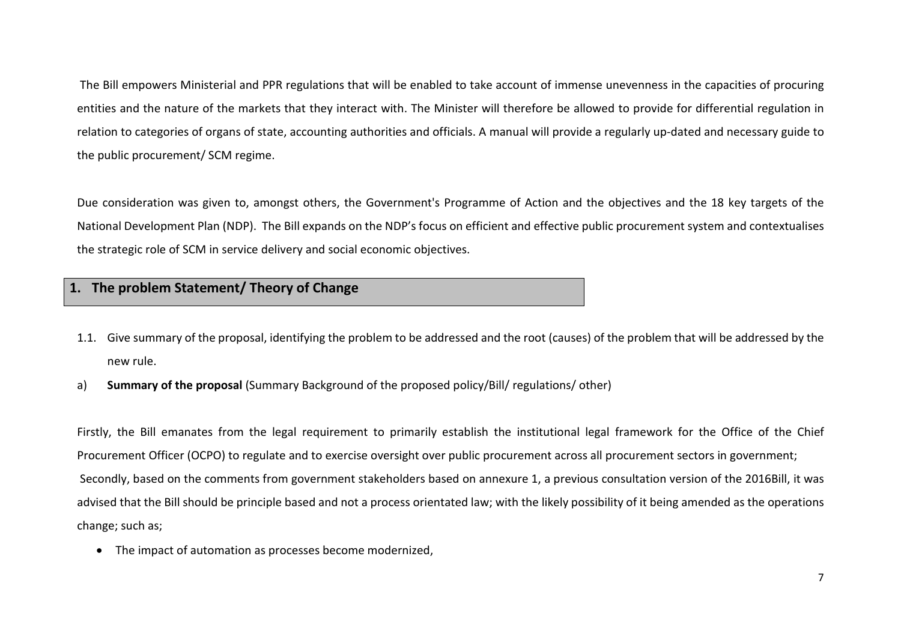The Bill empowers Ministerial and PPR regulations that will be enabled to take account of immense unevenness in the capacities of procuring entities and the nature of the markets that they interact with. The Minister will therefore be allowed to provide for differential regulation in relation to categories of organs of state, accounting authorities and officials. A manual will provide a regularly up-dated and necessary guide to the public procurement/ SCM regime.

Due consideration was given to, amongst others, the Government's Programme of Action and the objectives and the 18 key targets of the National Development Plan (NDP). The Bill expands on the NDP's focus on efficient and effective public procurement system and contextualises the strategic role of SCM in service delivery and social economic objectives.

## 1. The problem Statement/ Theory of Change

1.1. Give summary of the proposal, identifying the problem to be addressed and the root (causes) of the problem that will be addressed by the new rule.

a) **Summary of the proposal** (Summary Background of the proposed policy/Bill/ regulations/ other)

Firstly, the Bill emanates from the legal requirement to primarily establish the institutional legal framework for the Office of the Chief Procurement Officer (OCPO) to regulate and to exercise oversight over public procurement across all procurement sectors in government;

Secondly, based on the comments from government stakeholders based on annexure 1, a previous consultation version of the 2016Bill, it was advised that the Bill should be principle based and not a process orientated law; with the likely possibility of it being amended as the operations change; such as;

- The impact of automation as processes become modernized,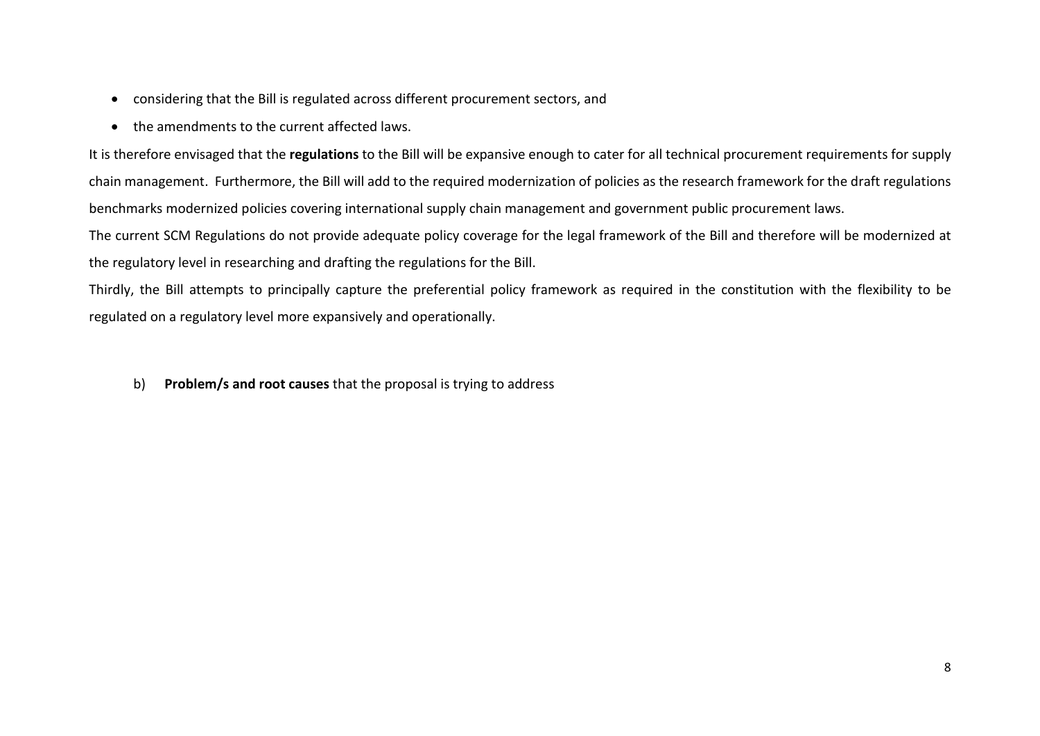- considering that the Bill is regulated across different procurement sectors, and
- the amendments to the current affected laws.

It is therefore envisaged that the **regulations** to the Bill will be expansive enough to cater for all technical procurement requirements for supply chain management. Furthermore, the Bill will add to the required modernization of policies as the research framework for the draft regulations benchmarks modernized policies covering international supply chain management and government public procurement laws.

The current SCM Regulations do not provide adequate policy coverage for the legal framework of the Bill and therefore will be modernized at the regulatory level in researching and drafting the regulations for the Bill.

Thirdly, the Bill attempts to principally capture the preferential policy framework as required in the constitution with the flexibility to be regulated on a regulatory level more expansively and operationally.

b) **Problem/s and root causes** that the proposal is trying to address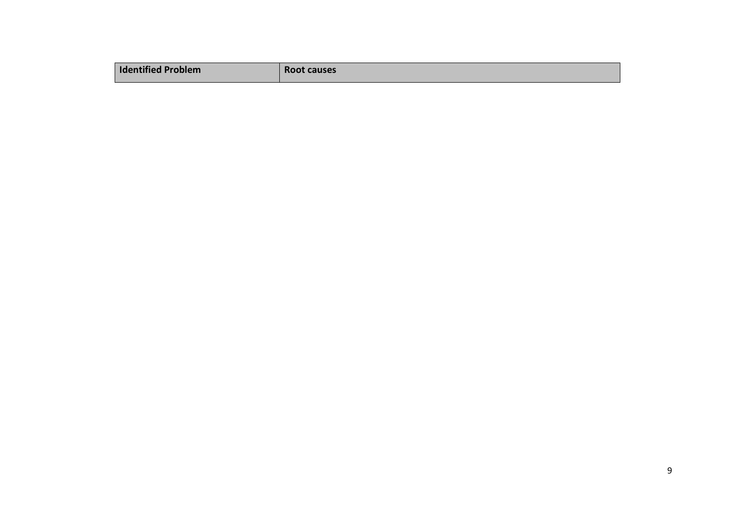| Identified Problem | Root causes |
| --- | --- |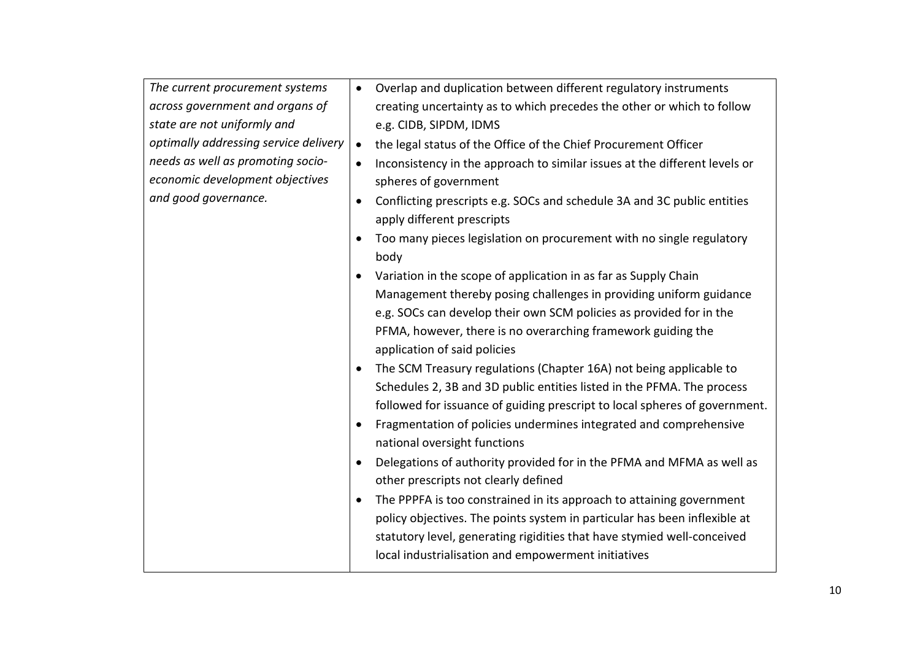| | |
|---|---|
| *The current procurement systems across government and organs of state are not uniformly and optimally addressing service delivery needs as well as promoting socio-economic development objectives and good governance.* | • Overlap and duplication between different regulatory instruments creating uncertainty as to which precedes the other or which to follow e.g. CIDB, SIPDM, IDMS<br>• the legal status of the Office of the Chief Procurement Officer<br>• Inconsistency in the approach to similar issues at the different levels or spheres of government<br>• Conflicting prescripts e.g. SOCs and schedule 3A and 3C public entities apply different prescripts<br>• Too many pieces legislation on procurement with no single regulatory body<br>• Variation in the scope of application in as far as Supply Chain Management thereby posing challenges in providing uniform guidance e.g. SOCs can develop their own SCM policies as provided for in the PFMA, however, there is no overarching framework guiding the application of said policies<br>• The SCM Treasury regulations (Chapter 16A) not being applicable to Schedules 2, 3B and 3D public entities listed in the PFMA. The process followed for issuance of guiding prescript to local spheres of government.<br>• Fragmentation of policies undermines integrated and comprehensive national oversight functions<br>• Delegations of authority provided for in the PFMA and MFMA as well as other prescripts not clearly defined<br>• The PPPFA is too constrained in its approach to attaining government policy objectives. The points system in particular has been inflexible at statutory level, generating rigidities that have stymied well-conceived local industrialisation and empowerment initiatives |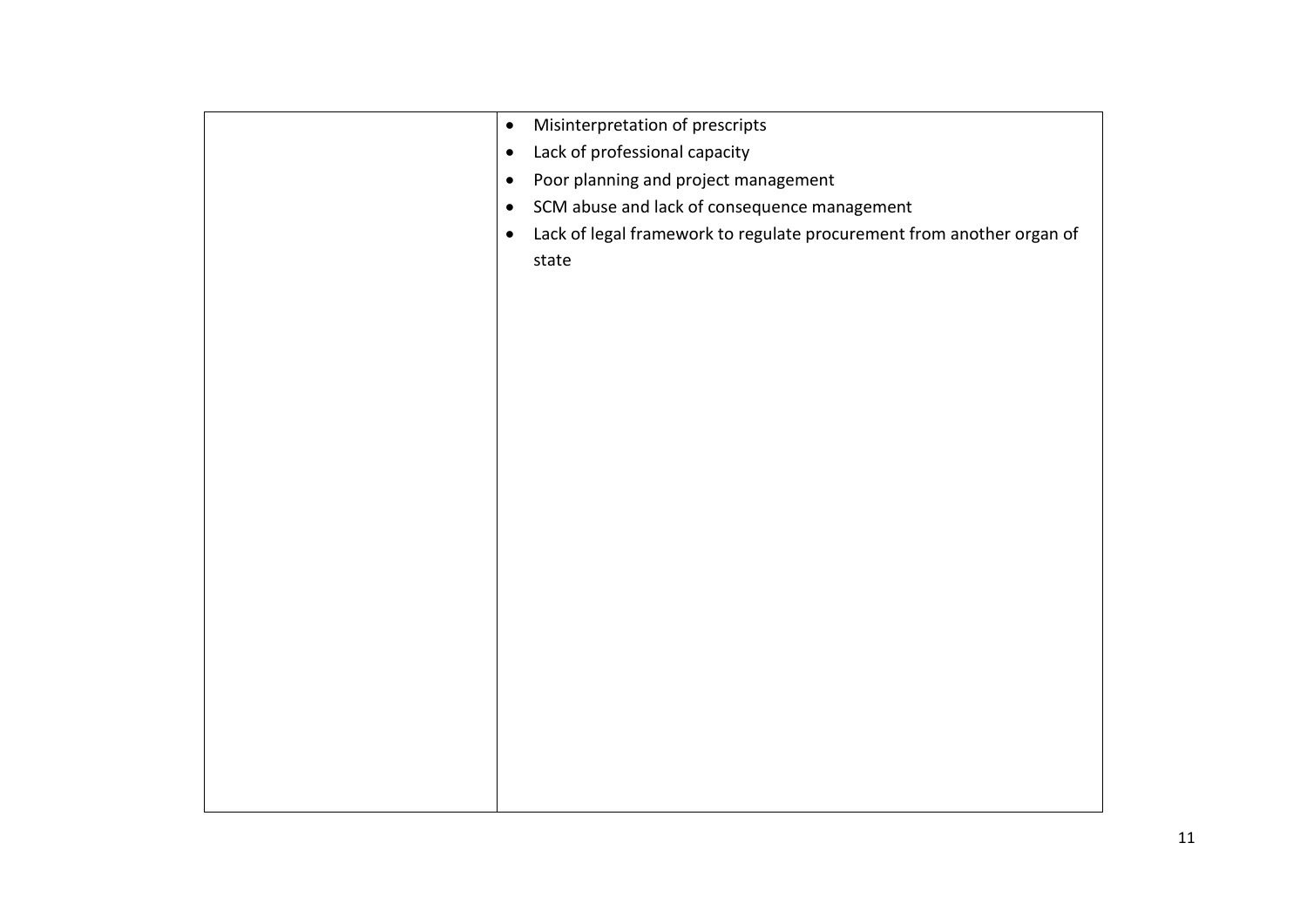| | |
|---|---|
| | • Misinterpretation of prescripts<br>• Lack of professional capacity<br>• Poor planning and project management<br>• SCM abuse and lack of consequence management<br>• Lack of legal framework to regulate procurement from another organ of state |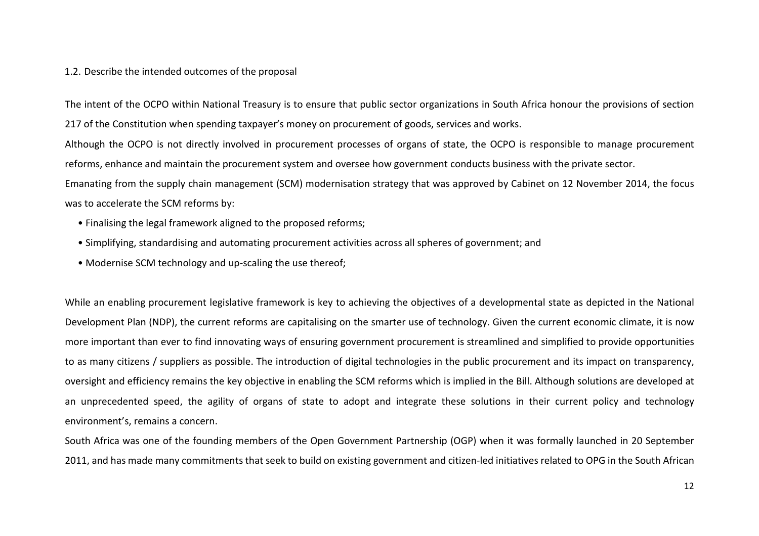1.2. Describe the intended outcomes of the proposal

The intent of the OCPO within National Treasury is to ensure that public sector organizations in South Africa honour the provisions of section 217 of the Constitution when spending taxpayer's money on procurement of goods, services and works.

Although the OCPO is not directly involved in procurement processes of organs of state, the OCPO is responsible to manage procurement reforms, enhance and maintain the procurement system and oversee how government conducts business with the private sector.

Emanating from the supply chain management (SCM) modernisation strategy that was approved by Cabinet on 12 November 2014, the focus was to accelerate the SCM reforms by:

- Finalising the legal framework aligned to the proposed reforms;
- Simplifying, standardising and automating procurement activities across all spheres of government; and
- Modernise SCM technology and up-scaling the use thereof;

While an enabling procurement legislative framework is key to achieving the objectives of a developmental state as depicted in the National Development Plan (NDP), the current reforms are capitalising on the smarter use of technology. Given the current economic climate, it is now more important than ever to find innovating ways of ensuring government procurement is streamlined and simplified to provide opportunities to as many citizens / suppliers as possible. The introduction of digital technologies in the public procurement and its impact on transparency, oversight and efficiency remains the key objective in enabling the SCM reforms which is implied in the Bill. Although solutions are developed at an unprecedented speed, the agility of organs of state to adopt and integrate these solutions in their current policy and technology environment's, remains a concern.

South Africa was one of the founding members of the Open Government Partnership (OGP) when it was formally launched in 20 September 2011, and has made many commitments that seek to build on existing government and citizen-led initiatives related to OPG in the South African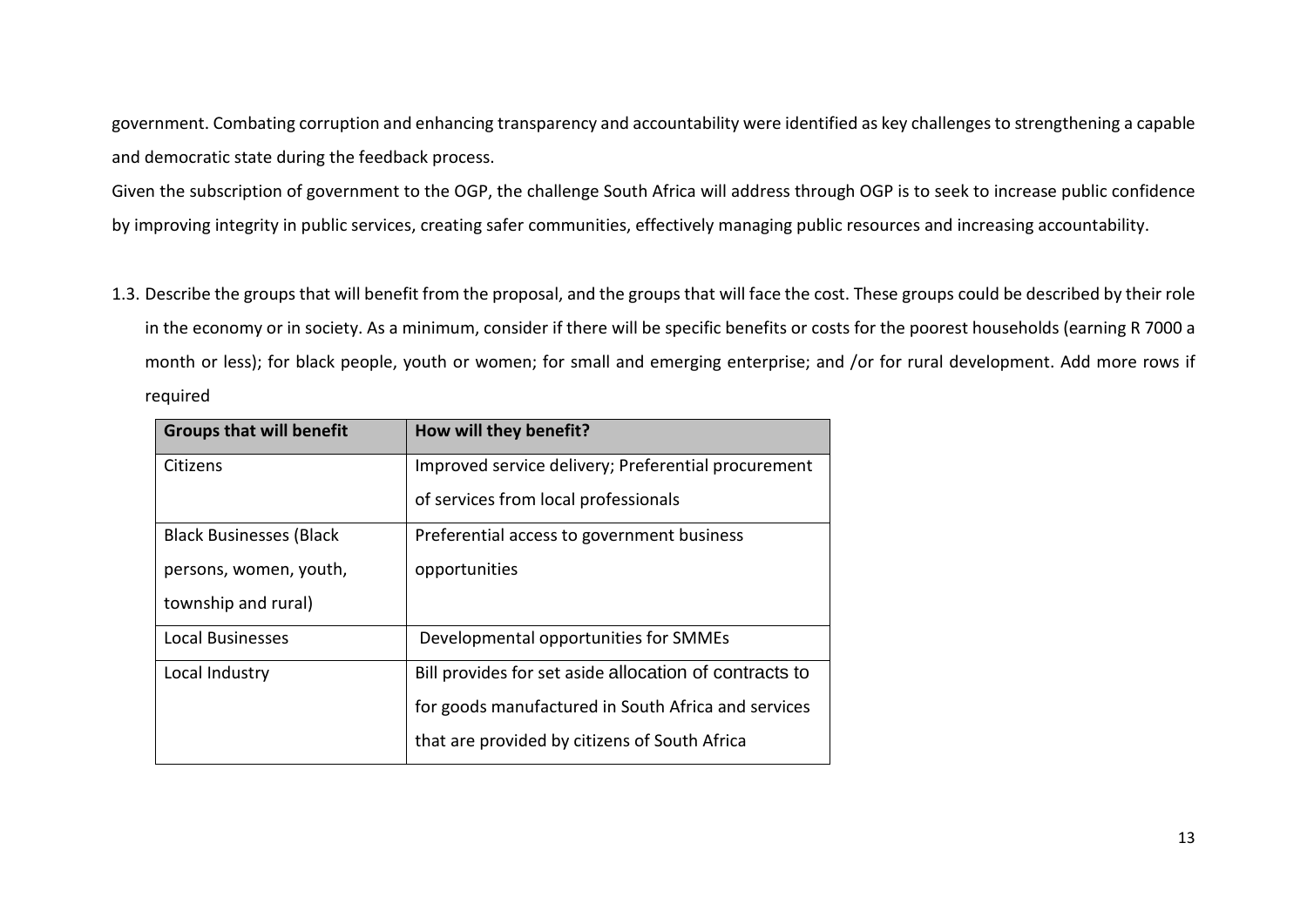government. Combating corruption and enhancing transparency and accountability were identified as key challenges to strengthening a capable and democratic state during the feedback process.

Given the subscription of government to the OGP, the challenge South Africa will address through OGP is to seek to increase public confidence by improving integrity in public services, creating safer communities, effectively managing public resources and increasing accountability.

1.3. Describe the groups that will benefit from the proposal, and the groups that will face the cost. These groups could be described by their role in the economy or in society. As a minimum, consider if there will be specific benefits or costs for the poorest households (earning R 7000 a month or less); for black people, youth or women; for small and emerging enterprise; and /or for rural development. Add more rows if required

| Groups that will benefit | How will they benefit? |
|---|---|
| Citizens | Improved service delivery; Preferential procurement of services from local professionals |
| Black Businesses (Black persons, women, youth, township and rural) | Preferential access to government business opportunities |
| Local Businesses | Developmental opportunities for SMMEs |
| Local Industry | Bill provides for set aside allocation of contracts to for goods manufactured in South Africa and services that are provided by citizens of South Africa |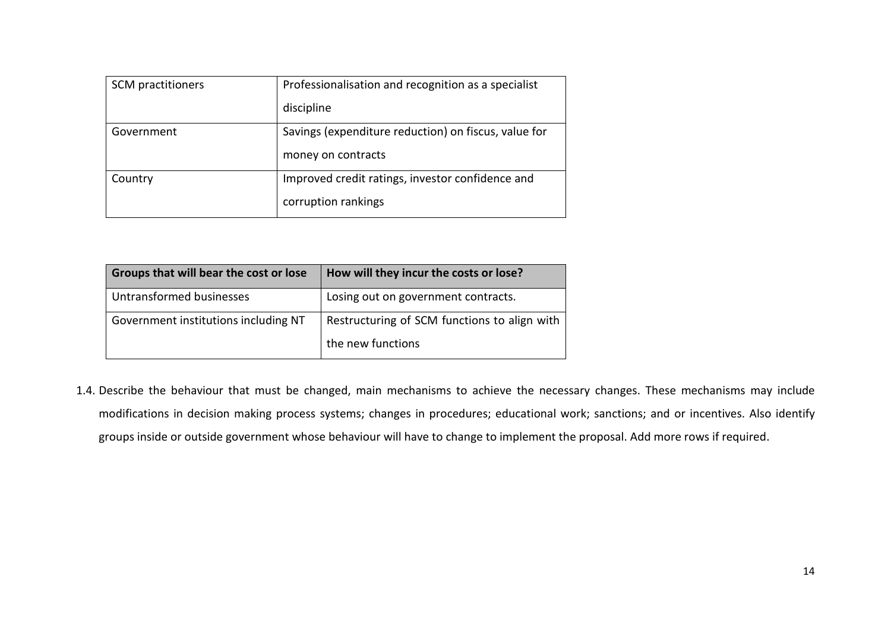| SCM practitioners | Professionalisation and recognition as a specialist discipline |
| --- | --- |
| Government | Savings (expenditure reduction) on fiscus, value for money on contracts |
| Country | Improved credit ratings, investor confidence and corruption rankings |

| Groups that will bear the cost or lose | How will they incur the costs or lose? |
| --- | --- |
| Untransformed businesses | Losing out on government contracts. |
| Government institutions including NT | Restructuring of SCM functions to align with the new functions |

1.4. Describe the behaviour that must be changed, main mechanisms to achieve the necessary changes. These mechanisms may include modifications in decision making process systems; changes in procedures; educational work; sanctions; and or incentives. Also identify groups inside or outside government whose behaviour will have to change to implement the proposal. Add more rows if required.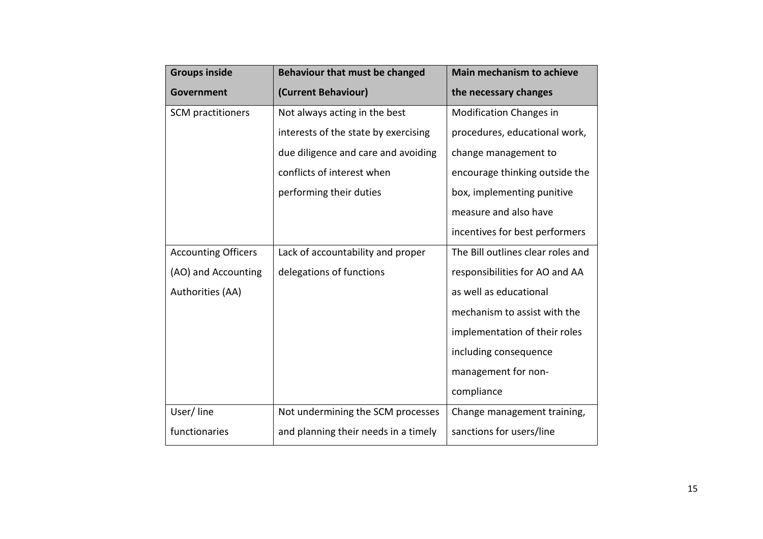| Groups inside Government | Behaviour that must be changed (Current Behaviour) | Main mechanism to achieve the necessary changes |
|---|---|---|
| SCM practitioners | Not always acting in the best interests of the state by exercising due diligence and care and avoiding conflicts of interest when performing their duties | Modification Changes in procedures, educational work, change management to encourage thinking outside the box, implementing punitive measure and also have incentives for best performers |
| Accounting Officers (AO) and Accounting Authorities (AA) | Lack of accountability and proper delegations of functions | The Bill outlines clear roles and responsibilities for AO and AA as well as educational mechanism to assist with the implementation of their roles including consequence management for non-compliance |
| User/ line functionaries | Not undermining the SCM processes and planning their needs in a timely | Change management training, sanctions for users/line |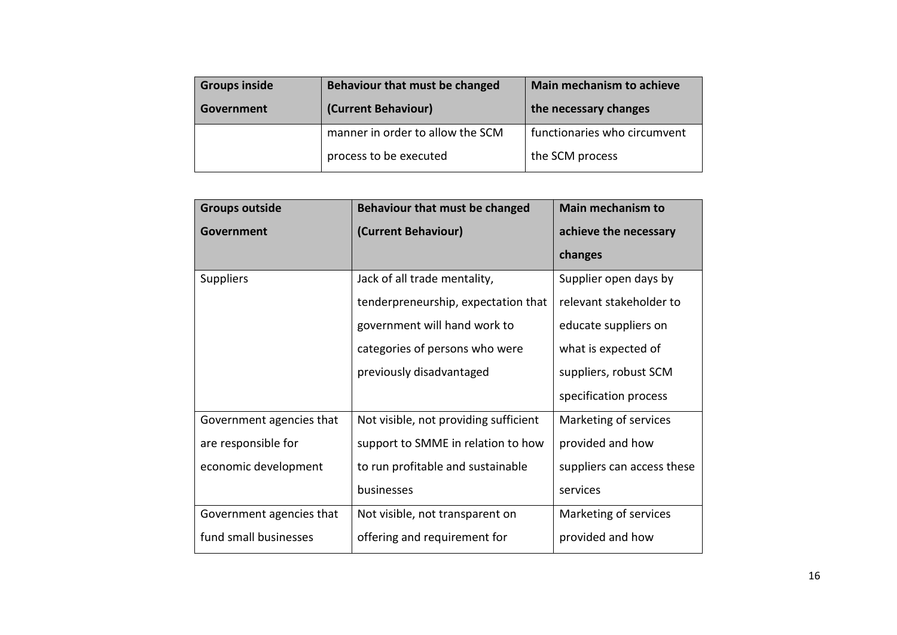| Groups inside Government | Behaviour that must be changed (Current Behaviour) | Main mechanism to achieve the necessary changes |
|---|---|---|
| | manner in order to allow the SCM process to be executed | functionaries who circumvent the SCM process |

| Groups outside Government | Behaviour that must be changed (Current Behaviour) | Main mechanism to achieve the necessary changes |
|---|---|---|
| Suppliers | Jack of all trade mentality, tenderpreneurship, expectation that government will hand work to categories of persons who were previously disadvantaged | Supplier open days by relevant stakeholder to educate suppliers on what is expected of suppliers, robust SCM specification process |
| Government agencies that are responsible for economic development | Not visible, not providing sufficient support to SMME in relation to how to run profitable and sustainable businesses | Marketing of services provided and how suppliers can access these services |
| Government agencies that fund small businesses | Not visible, not transparent on offering and requirement for | Marketing of services provided and how |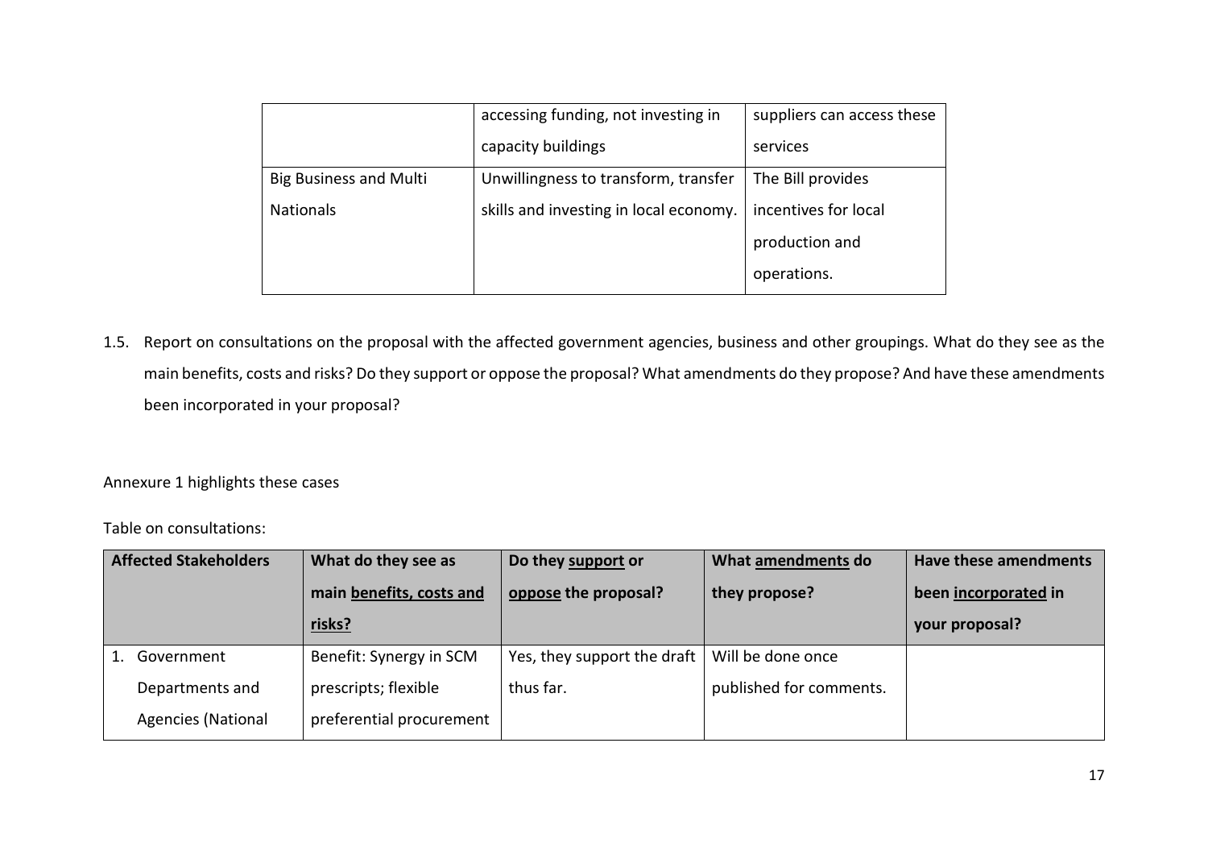| | | |
|---|---|---|
| | accessing funding, not investing in capacity buildings | suppliers can access these services |
| Big Business and Multi Nationals | Unwillingness to transform, transfer skills and investing in local economy. | The Bill provides incentives for local production and operations. |

1.5. Report on consultations on the proposal with the affected government agencies, business and other groupings. What do they see as the main benefits, costs and risks? Do they support or oppose the proposal? What amendments do they propose? And have these amendments been incorporated in your proposal?

Annexure 1 highlights these cases

Table on consultations:

| Affected Stakeholders | What do they see as main benefits, costs and risks? | Do they support or oppose the proposal? | What amendments do they propose? | Have these amendments been incorporated in your proposal? |
|---|---|---|---|---|
| 1. Government Departments and Agencies (National | Benefit: Synergy in SCM prescripts; flexible preferential procurement | Yes, they support the draft thus far. | Will be done once published for comments. | |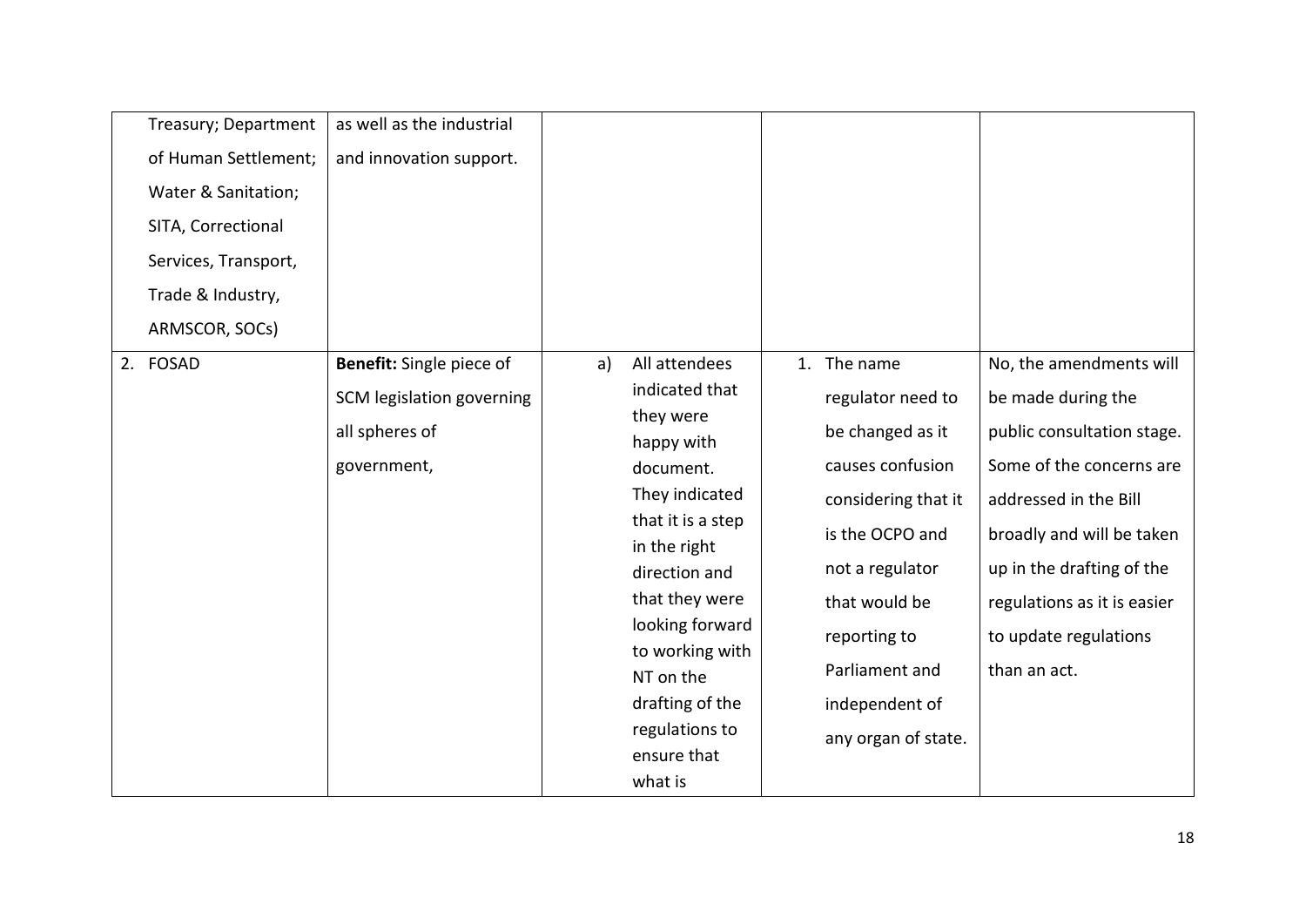| | | | | |
|---|---|---|---|---|
| Treasury; Department of Human Settlement; Water & Sanitation; SITA, Correctional Services, Transport, Trade & Industry, ARMSCOR, SOCs) | as well as the industrial and innovation support. | | | |
| 2. FOSAD | **Benefit:** Single piece of SCM legislation governing all spheres of government, | a) All attendees indicated that they were happy with document. They indicated that it is a step in the right direction and that they were looking forward to working with NT on the drafting of the regulations to ensure that what is | 1. The name regulator need to be changed as it causes confusion considering that it is the OCPO and not a regulator that would be reporting to Parliament and independent of any organ of state. | No, the amendments will be made during the public consultation stage. Some of the concerns are addressed in the Bill broadly and will be taken up in the drafting of the regulations as it is easier to update regulations than an act. |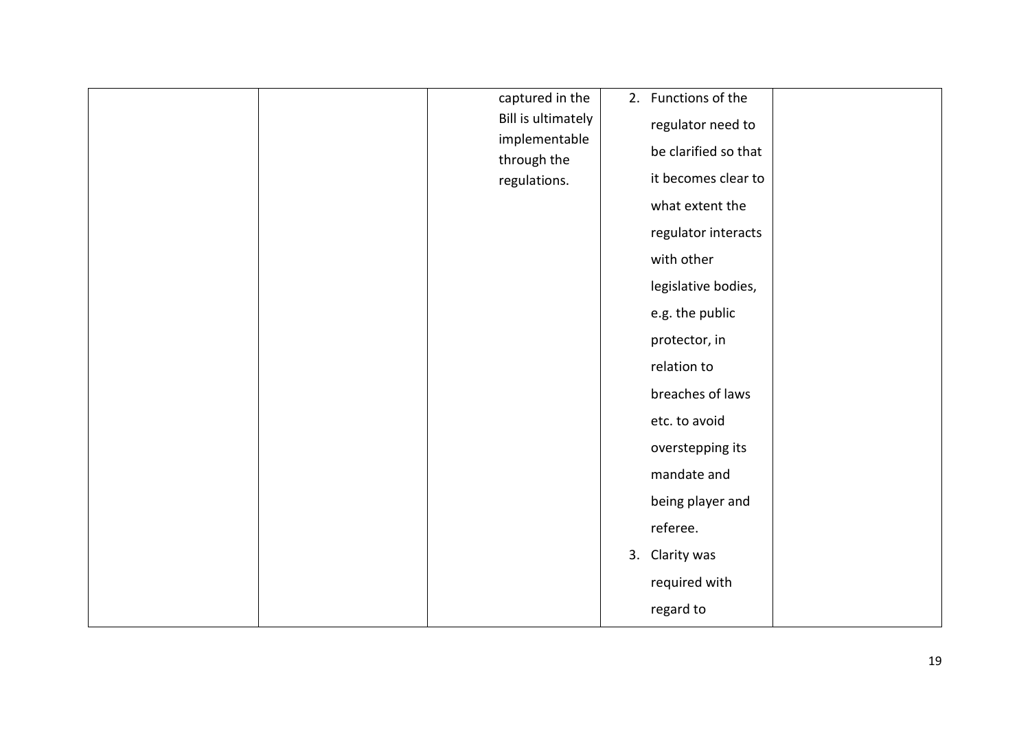| | | | | |
|---|---|---|---|---|
| | | captured in the Bill is ultimately implementable through the regulations. | 2. Functions of the regulator need to be clarified so that it becomes clear to what extent the regulator interacts with other legislative bodies, e.g. the public protector, in relation to breaches of laws etc. to avoid overstepping its mandate and being player and referee.<br>3. Clarity was required with regard to | |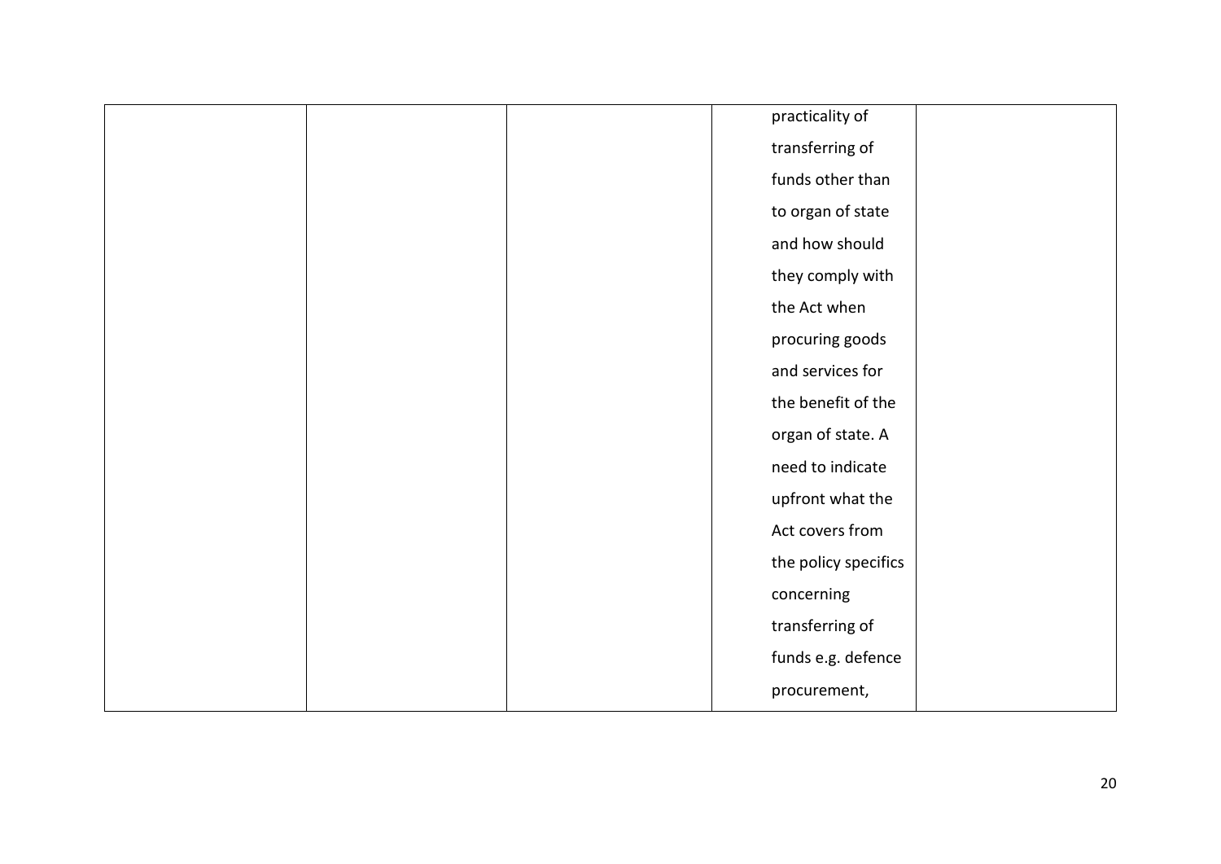| | | | | |
|---|---|---|---|---|
| | | | practicality of transferring of funds other than to organ of state and how should they comply with the Act when procuring goods and services for the benefit of the organ of state. A need to indicate upfront what the Act covers from the policy specifics concerning transferring of funds e.g. defence procurement, | |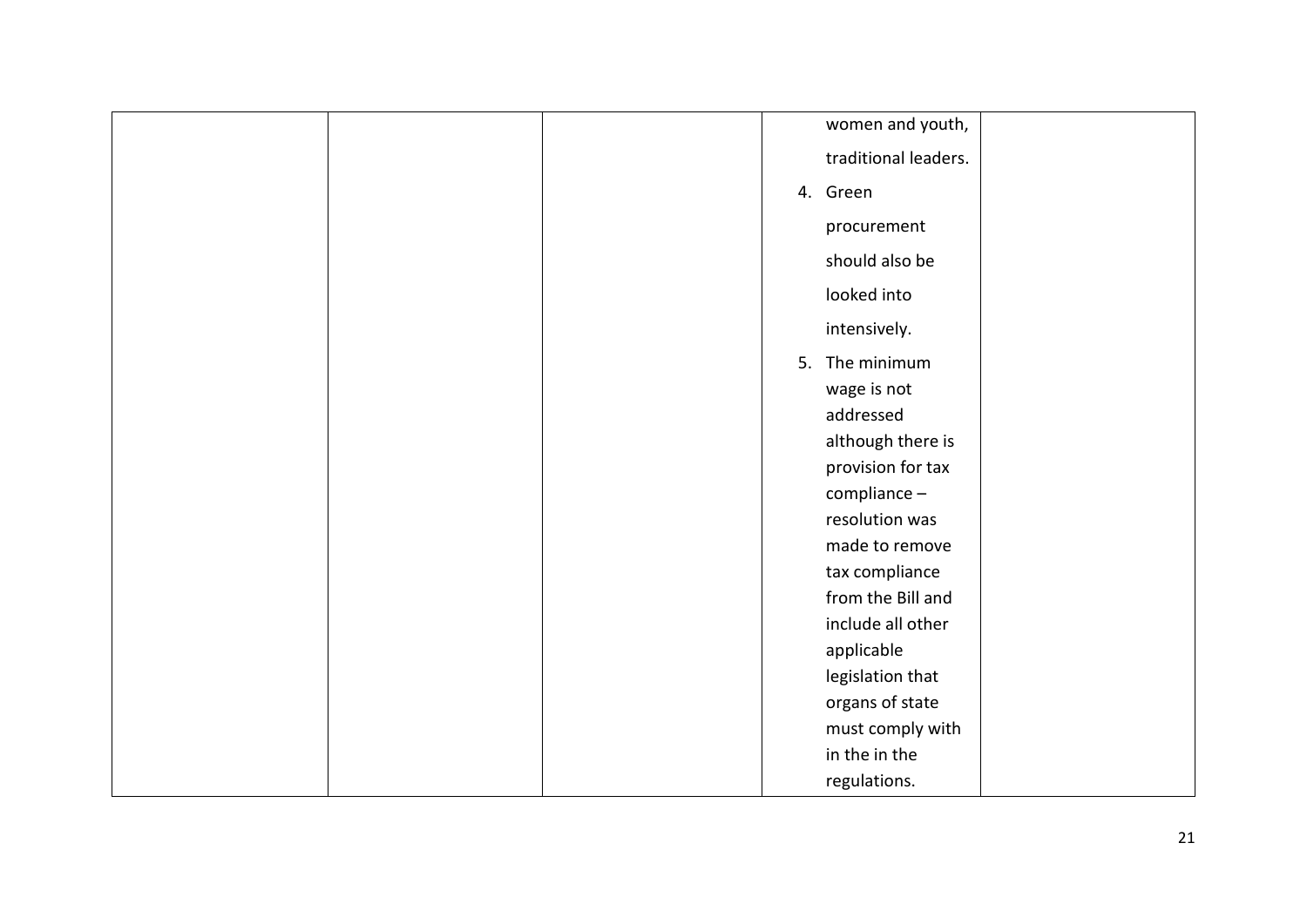| | | | | |
|---|---|---|---|---|
| | | | women and youth, traditional leaders.<br>4. Green procurement should also be looked into intensively.<br>5. The minimum wage is not addressed although there is provision for tax compliance – resolution was made to remove tax compliance from the Bill and include all other applicable legislation that organs of state must comply with in the in the regulations. | |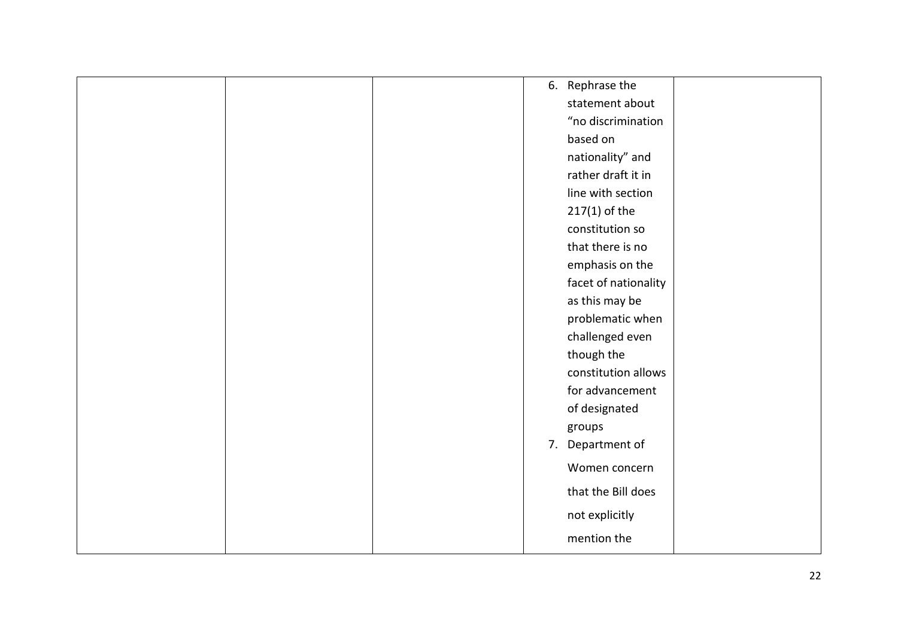| | | | | |
|---|---|---|---|---|
| | | | 6. Rephrase the statement about "no discrimination based on nationality" and rather draft it in line with section 217(1) of the constitution so that there is no emphasis on the facet of nationality as this may be problematic when challenged even though the constitution allows for advancement of designated groups<br>7. Department of Women concern that the Bill does not explicitly mention the | |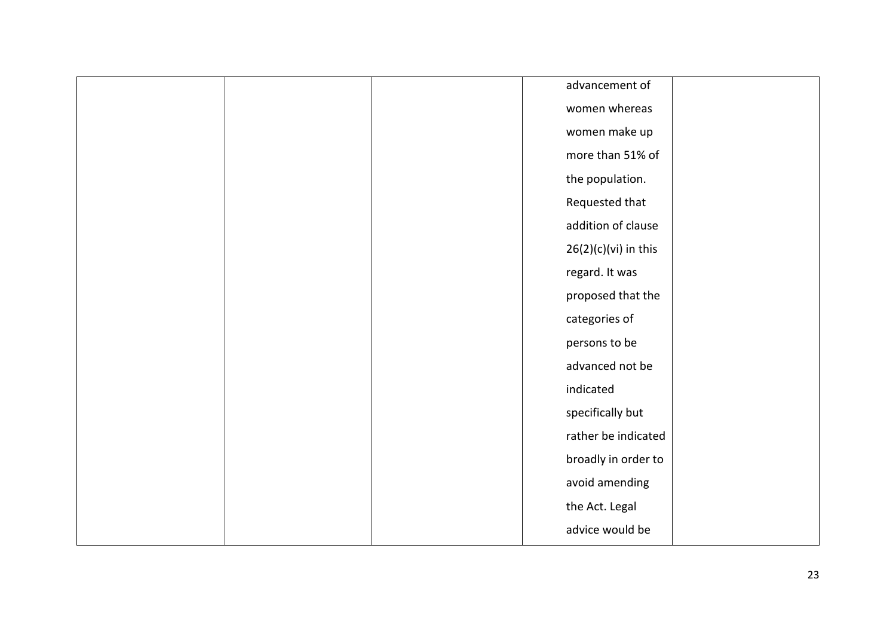|  |  |  | advancement of women whereas women make up more than 51% of the population. Requested that addition of clause 26(2)(c)(vi) in this regard. It was proposed that the categories of persons to be advanced not be indicated specifically but rather be indicated broadly in order to avoid amending the Act. Legal advice would be |  |
|---|---|---|---|---|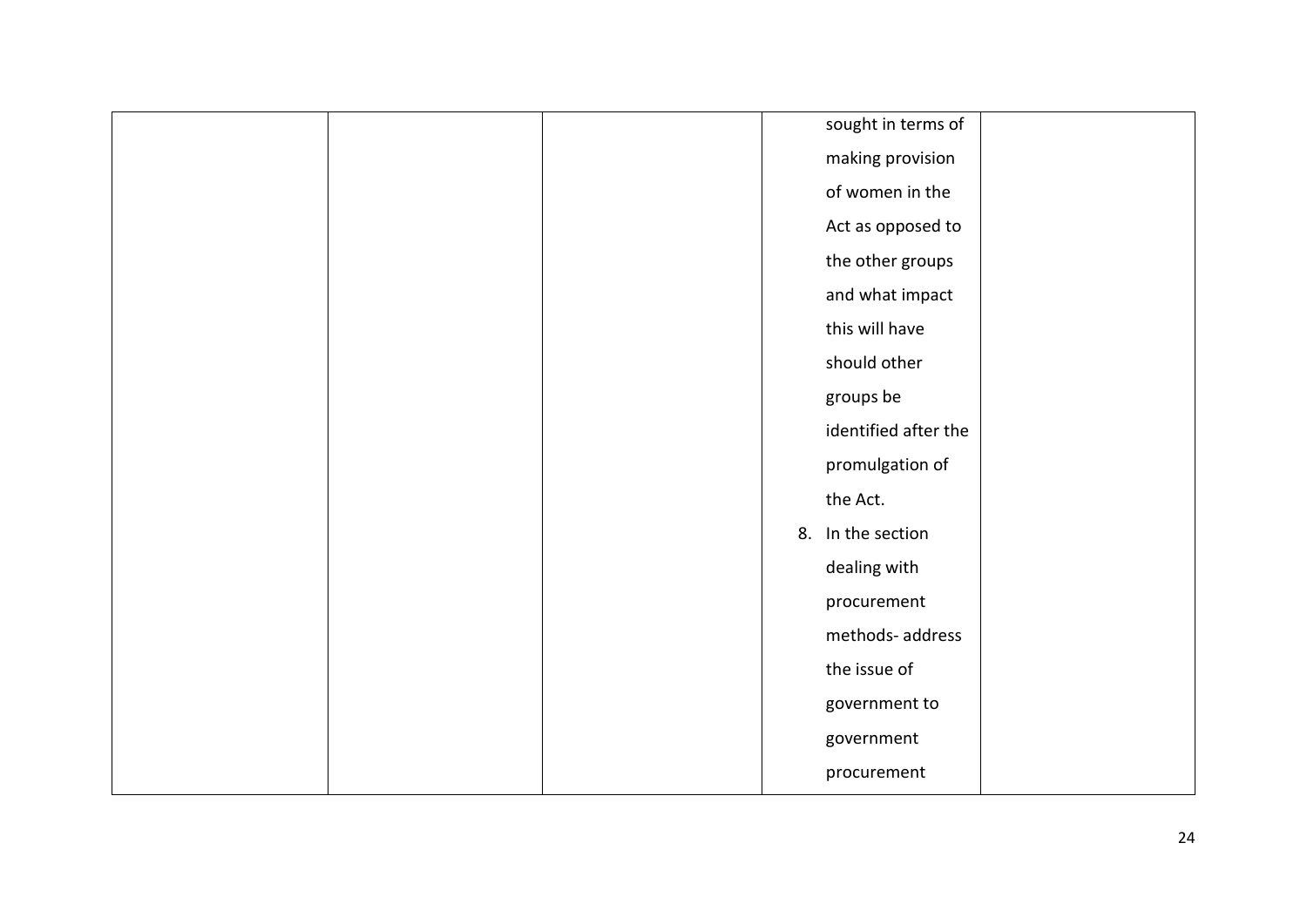| | | | | |
|---|---|---|---|---|
| | | | sought in terms of making provision of women in the Act as opposed to the other groups and what impact this will have should other groups be identified after the promulgation of the Act.<br>8. In the section dealing with procurement methods- address the issue of government to government procurement | |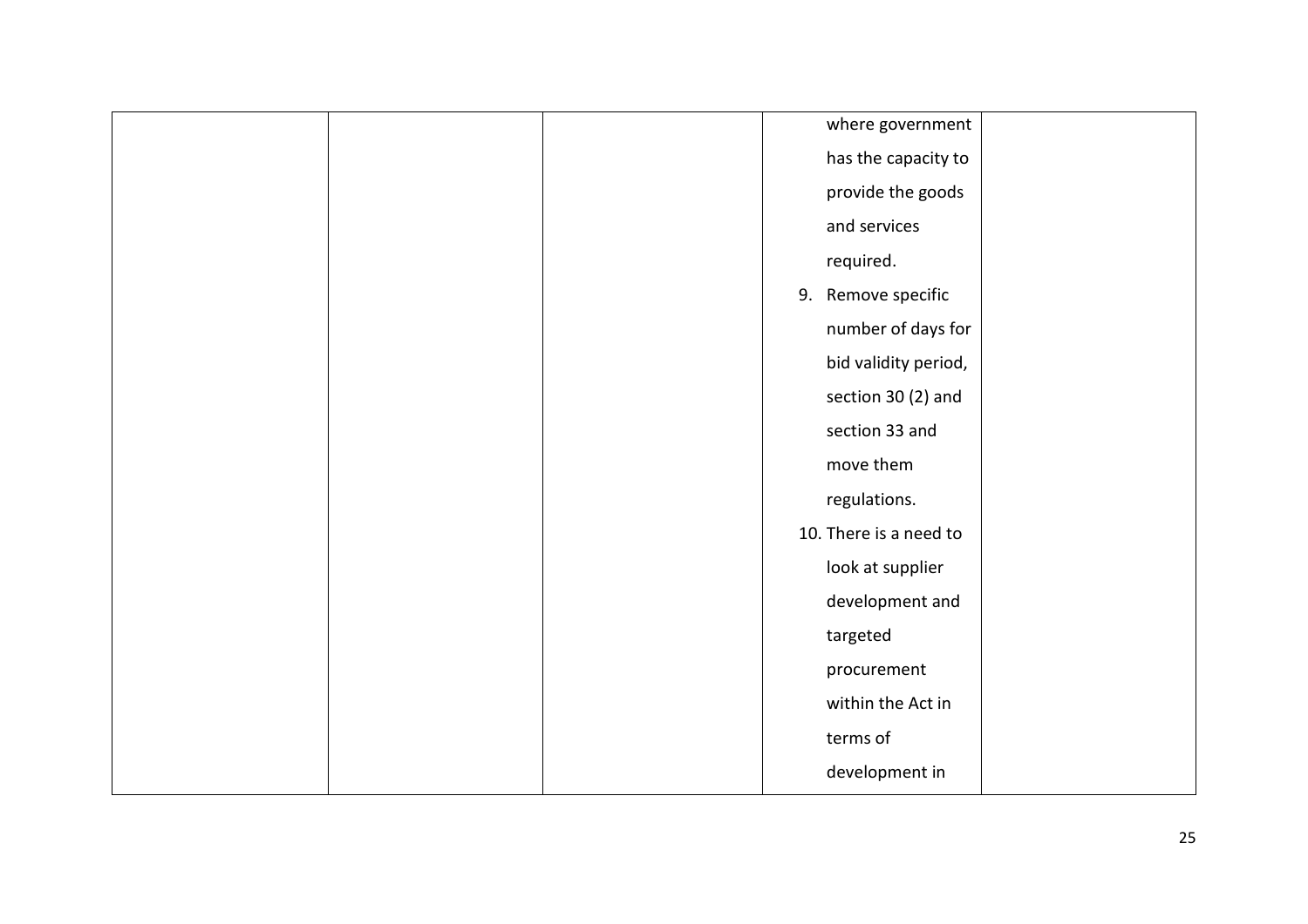|  |  |  | where government has the capacity to provide the goods and services required.<br>9. Remove specific number of days for bid validity period, section 30 (2) and section 33 and move them regulations.<br>10. There is a need to look at supplier development and targeted procurement within the Act in terms of development in |  |
|---|---|---|---|---|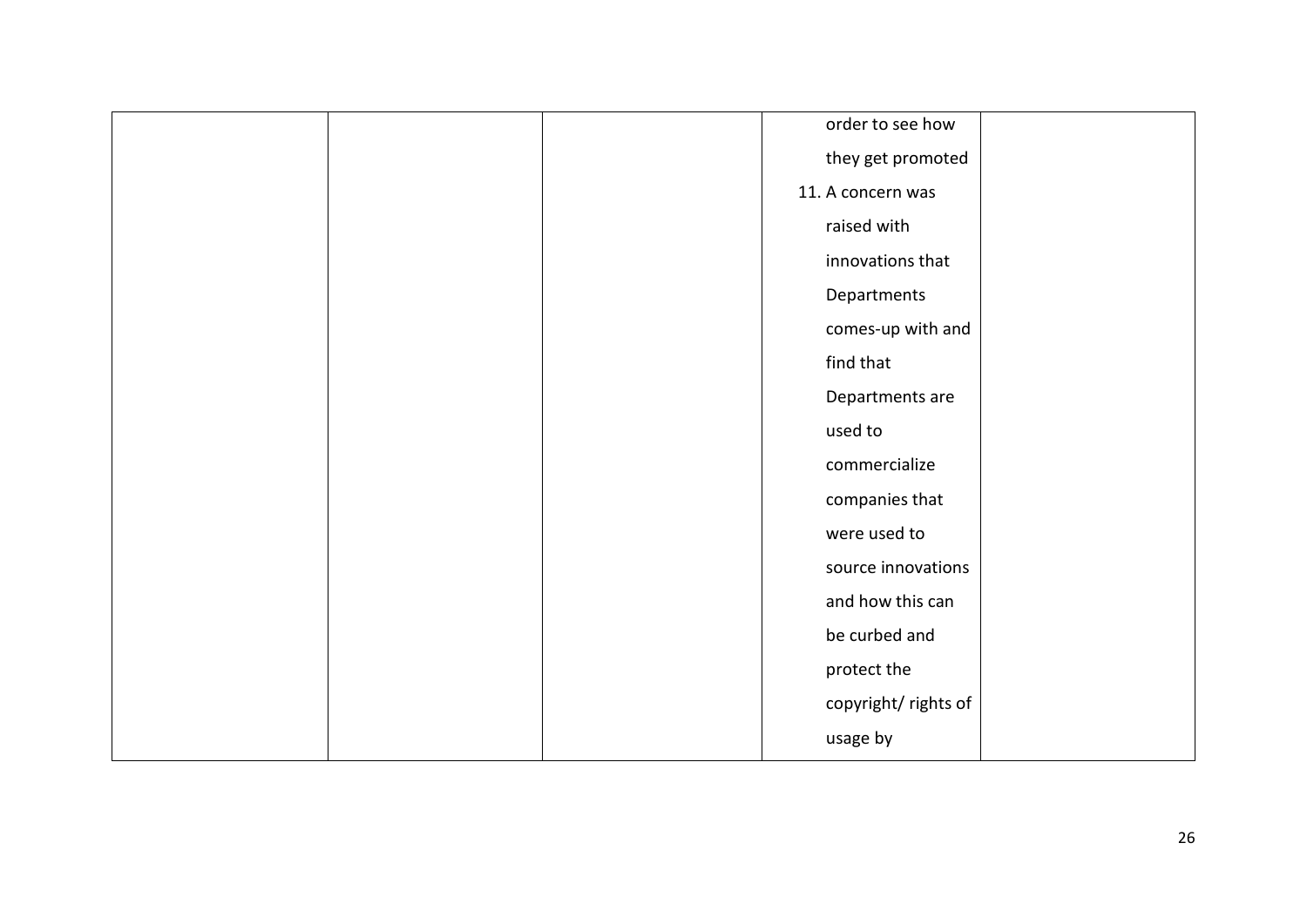|  |  |  | order to see how they get promoted<br>11. A concern was raised with innovations that Departments comes-up with and find that Departments are used to commercialize companies that were used to source innovations and how this can be curbed and protect the copyright/ rights of usage by |  |
|---|---|---|---|---|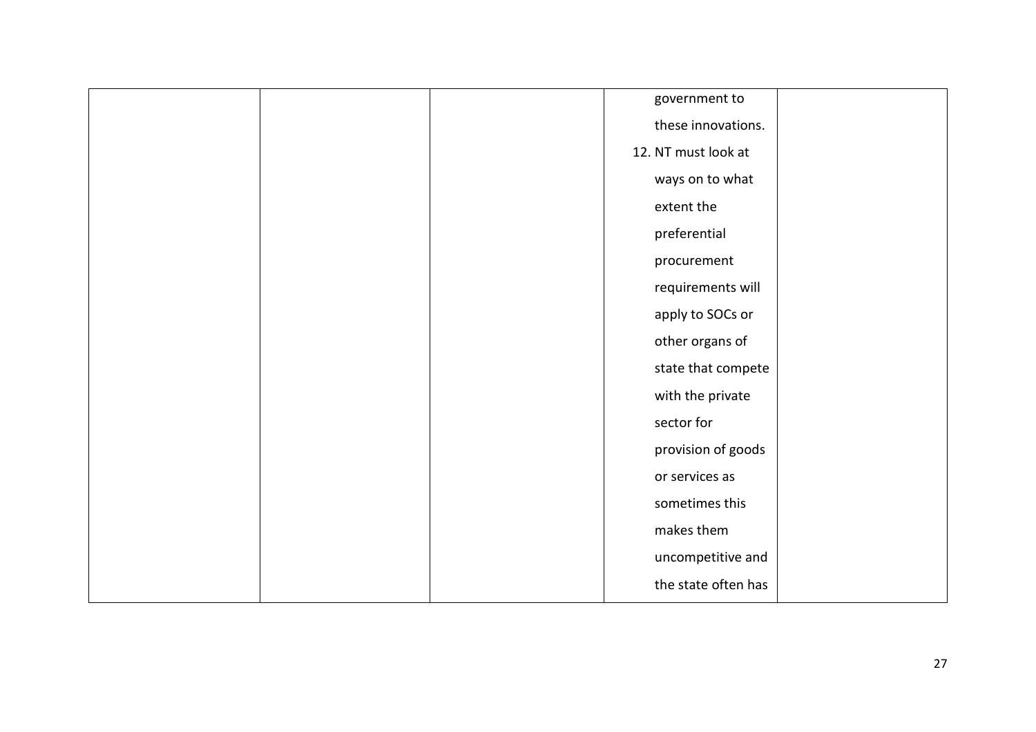|  |  |  | government to these innovations.<br>12. NT must look at ways on to what extent the preferential procurement requirements will apply to SOCs or other organs of state that compete with the private sector for provision of goods or services as sometimes this makes them uncompetitive and the state often has |  |
|---|---|---|---|---|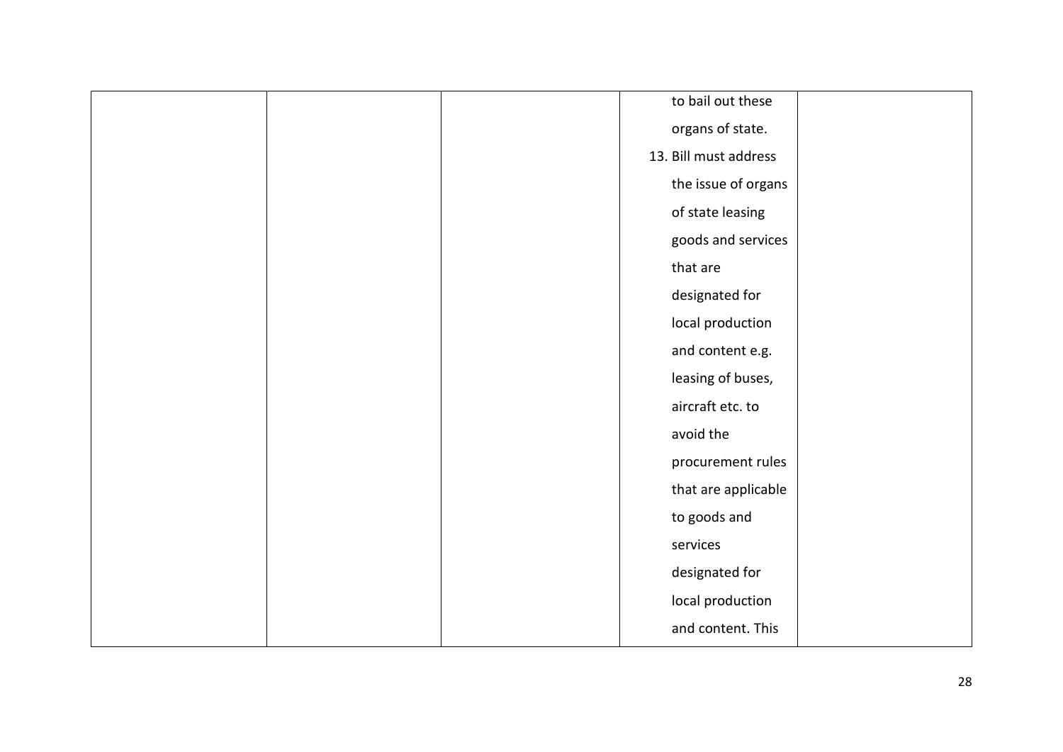| | | | | |
|---|---|---|---|---|
| | | | to bail out these organs of state.<br>13. Bill must address the issue of organs of state leasing goods and services that are designated for local production and content e.g. leasing of buses, aircraft etc. to avoid the procurement rules that are applicable to goods and services designated for local production and content. This | |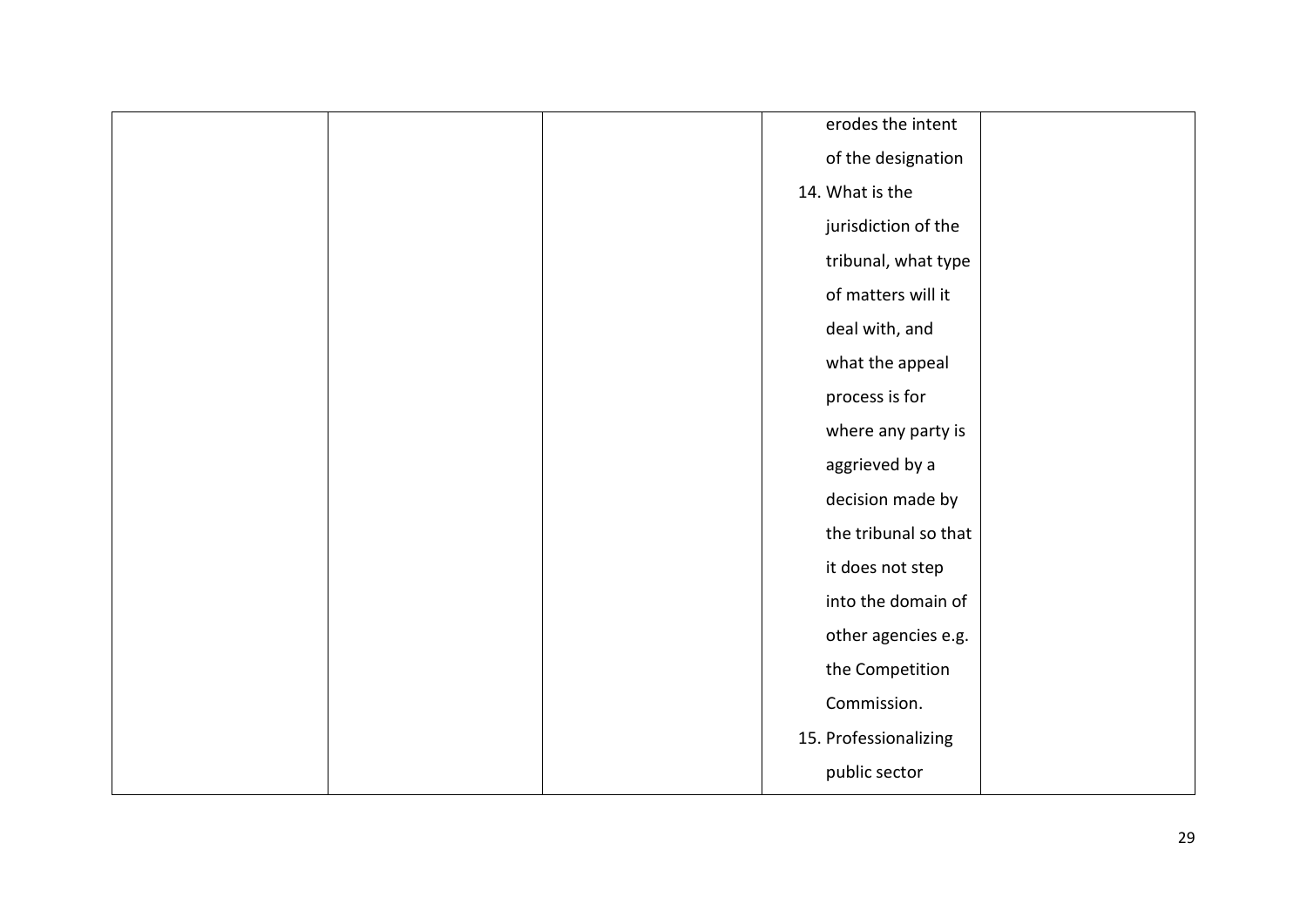| | | | | |
|---|---|---|---|---|
| | | | erodes the intent of the designation<br>14. What is the jurisdiction of the tribunal, what type of matters will it deal with, and what the appeal process is for where any party is aggrieved by a decision made by the tribunal so that it does not step into the domain of other agencies e.g. the Competition Commission.<br>15. Professionalizing public sector | |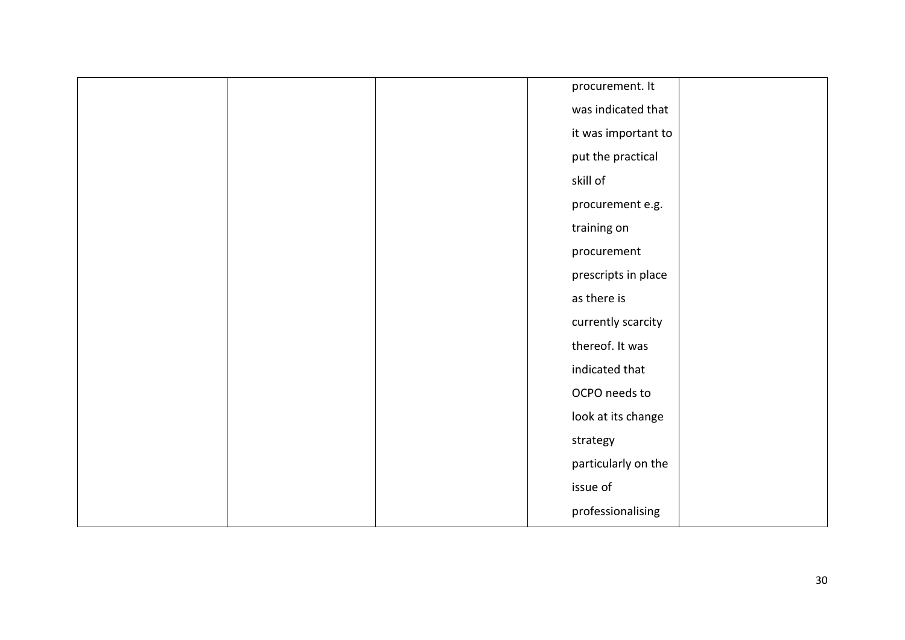| | | | | |
|---|---|---|---|---|
| | | | procurement. It was indicated that it was important to put the practical skill of procurement e.g. training on procurement prescripts in place as there is currently scarcity thereof. It was indicated that OCPO needs to look at its change strategy particularly on the issue of professionalising | |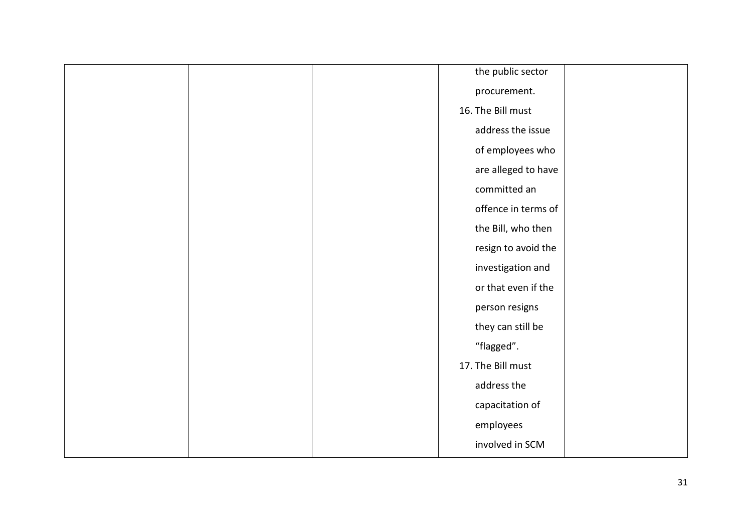|  |  |  | the public sector procurement.<br>16. The Bill must address the issue of employees who are alleged to have committed an offence in terms of the Bill, who then resign to avoid the investigation and or that even if the person resigns they can still be "flagged".<br>17. The Bill must address the capacitation of employees involved in SCM |  |
|---|---|---|---|---|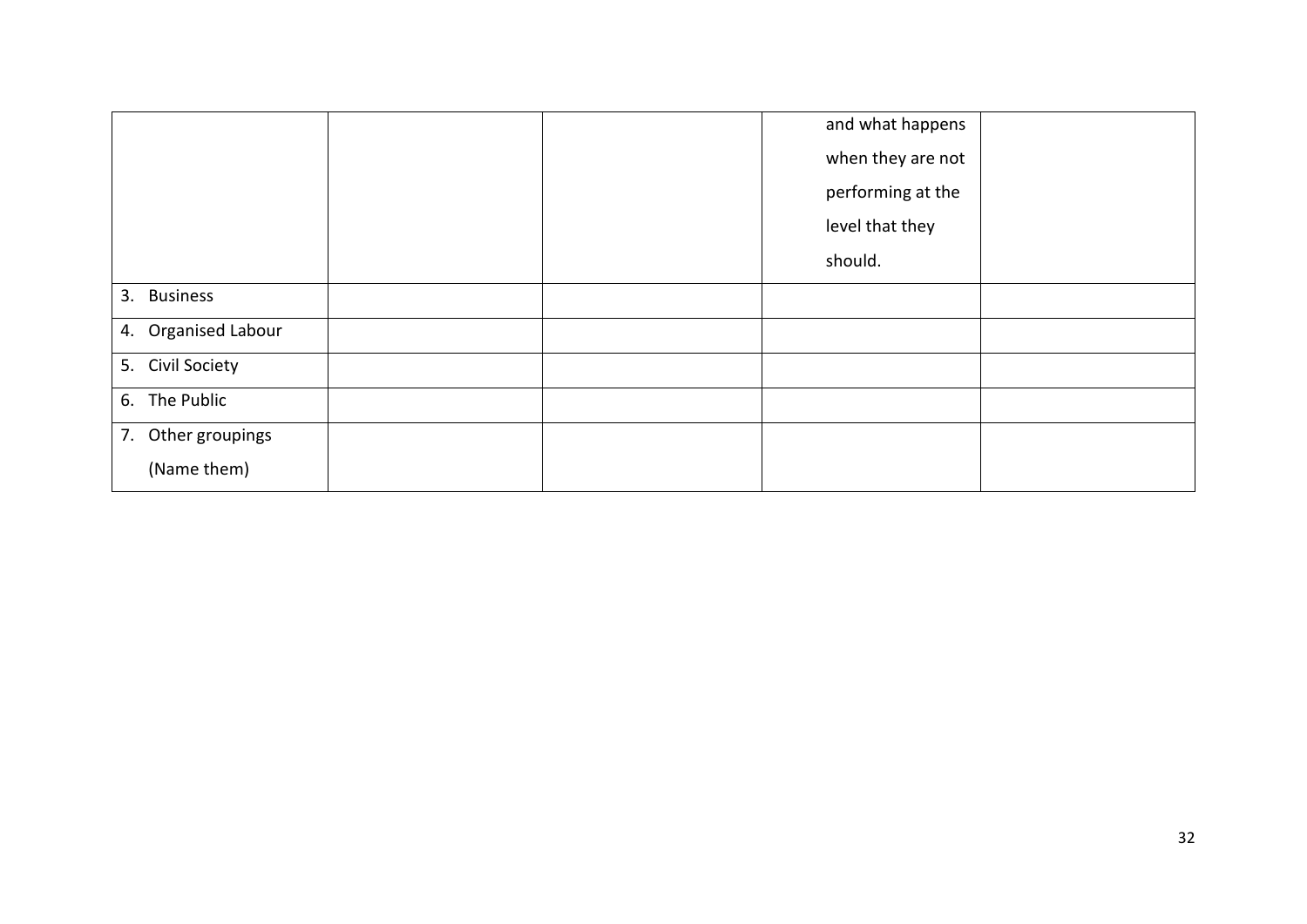| | | | | |
|---|---|---|---|---|
| | | | and what happens when they are not performing at the level that they should. | |
| 3. Business | | | | |
| 4. Organised Labour | | | | |
| 5. Civil Society | | | | |
| 6. The Public | | | | |
| 7. Other groupings (Name them) | | | | |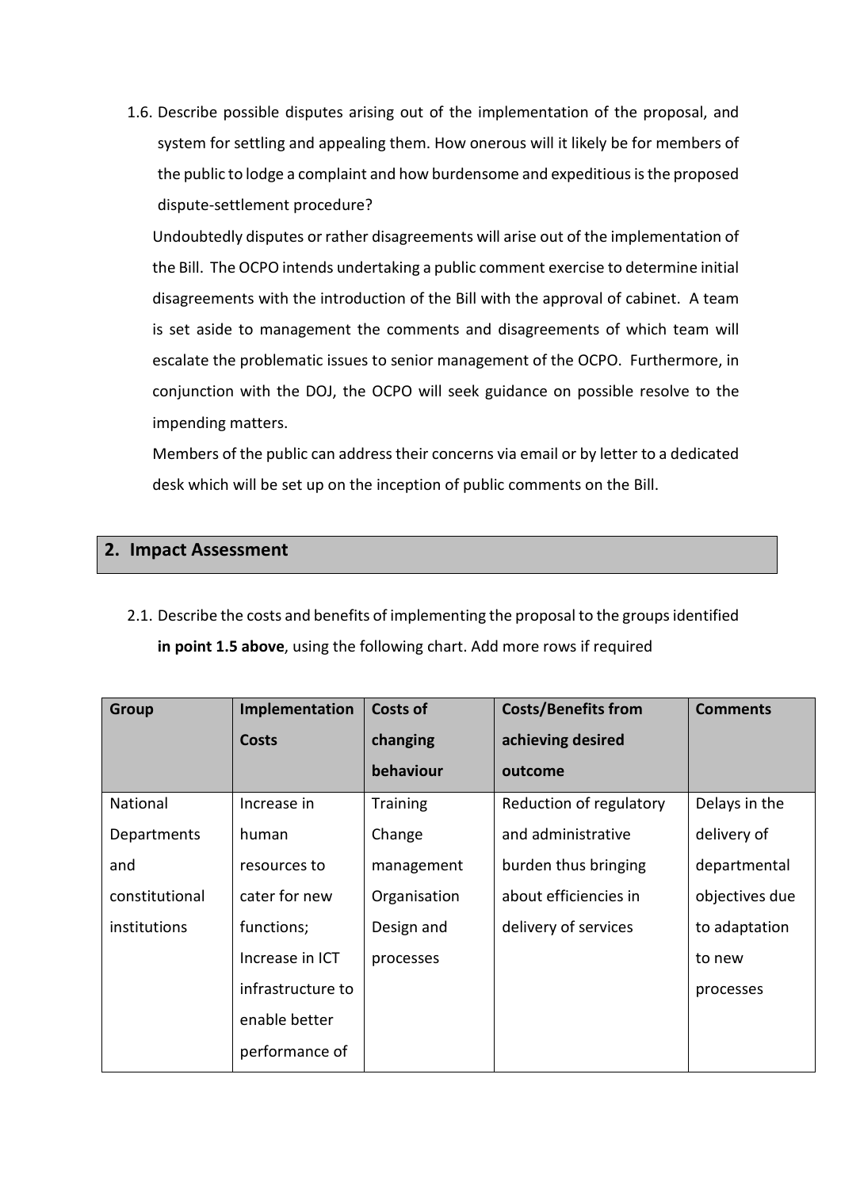1.6. Describe possible disputes arising out of the implementation of the proposal, and system for settling and appealing them. How onerous will it likely be for members of the public to lodge a complaint and how burdensome and expeditious is the proposed dispute-settlement procedure?

Undoubtedly disputes or rather disagreements will arise out of the implementation of the Bill. The OCPO intends undertaking a public comment exercise to determine initial disagreements with the introduction of the Bill with the approval of cabinet. A team is set aside to management the comments and disagreements of which team will escalate the problematic issues to senior management of the OCPO. Furthermore, in conjunction with the DOJ, the OCPO will seek guidance on possible resolve to the impending matters.

Members of the public can address their concerns via email or by letter to a dedicated desk which will be set up on the inception of public comments on the Bill.

## 2. Impact Assessment

2.1. Describe the costs and benefits of implementing the proposal to the groups identified **in point 1.5 above**, using the following chart. Add more rows if required

| Group | Implementation Costs | Costs of changing behaviour | Costs/Benefits from achieving desired outcome | Comments |
|---|---|---|---|---|
| National Departments and constitutional institutions | Increase in human resources to cater for new functions; Increase in ICT infrastructure to enable better performance of | Training Change management Organisation Design and processes | Reduction of regulatory and administrative burden thus bringing about efficiencies in delivery of services | Delays in the delivery of departmental objectives due to adaptation to new processes |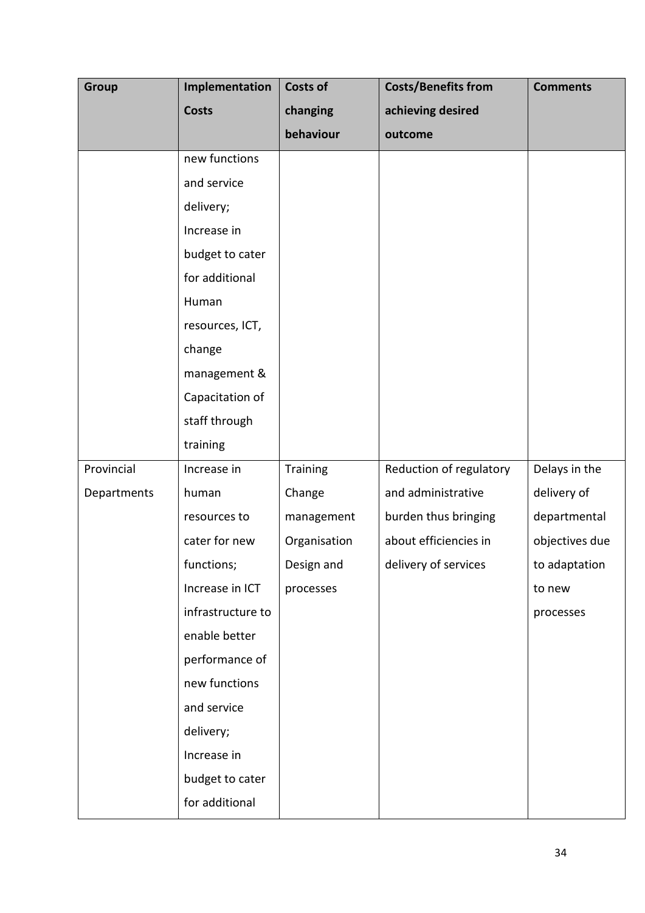| Group | Implementation Costs | Costs of changing behaviour | Costs/Benefits from achieving desired outcome | Comments |
|---|---|---|---|---|
| | new functions and service delivery; Increase in budget to cater for additional Human resources, ICT, change management & Capacitation of staff through training | | | |
| Provincial Departments | Increase in human resources to cater for new functions; Increase in ICT infrastructure to enable better performance of new functions and service delivery; Increase in budget to cater for additional | Training Change management Organisation Design and processes | Reduction of regulatory and administrative burden thus bringing about efficiencies in delivery of services | Delays in the delivery of departmental objectives due to adaptation to new processes |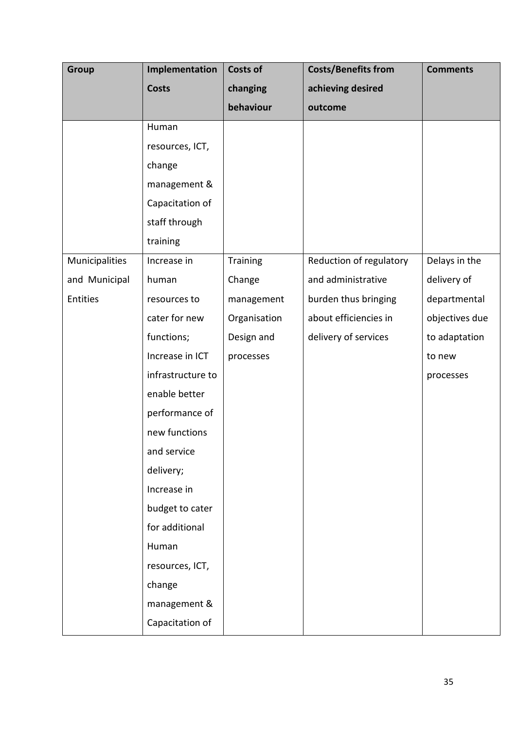| Group | Implementation Costs | Costs of changing behaviour | Costs/Benefits from achieving desired outcome | Comments |
|---|---|---|---|---|
| | Human resources, ICT, change management & Capacitation of staff through training | | | |
| Municipalities and Municipal Entities | Increase in human resources to cater for new functions; Increase in ICT infrastructure to enable better performance of new functions and service delivery; Increase in budget to cater for additional Human resources, ICT, change management & Capacitation of | Training Change management Organisation Design and processes | Reduction of regulatory and administrative burden thus bringing about efficiencies in delivery of services | Delays in the delivery of departmental objectives due to adaptation to new processes |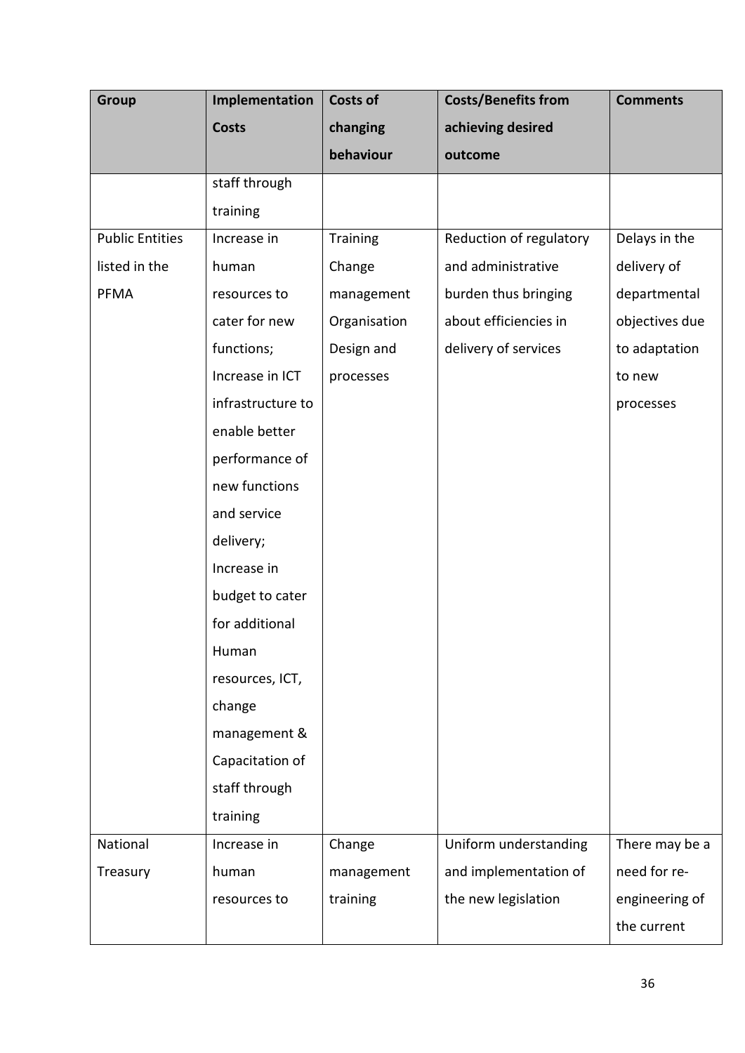| Group | Implementation Costs | Costs of changing behaviour | Costs/Benefits from achieving desired outcome | Comments |
|---|---|---|---|---|
| | staff through training | | | |
| Public Entities listed in the PFMA | Increase in human resources to cater for new functions; Increase in ICT infrastructure to enable better performance of new functions and service delivery; Increase in budget to cater for additional Human resources, ICT, change management & Capacitation of staff through training | Training Change management Organisation Design and processes | Reduction of regulatory and administrative burden thus bringing about efficiencies in delivery of services | Delays in the delivery of departmental objectives due to adaptation to new processes |
| National Treasury | Increase in human resources to | Change management training | Uniform understanding and implementation of the new legislation | There may be a need for re-engineering of the current |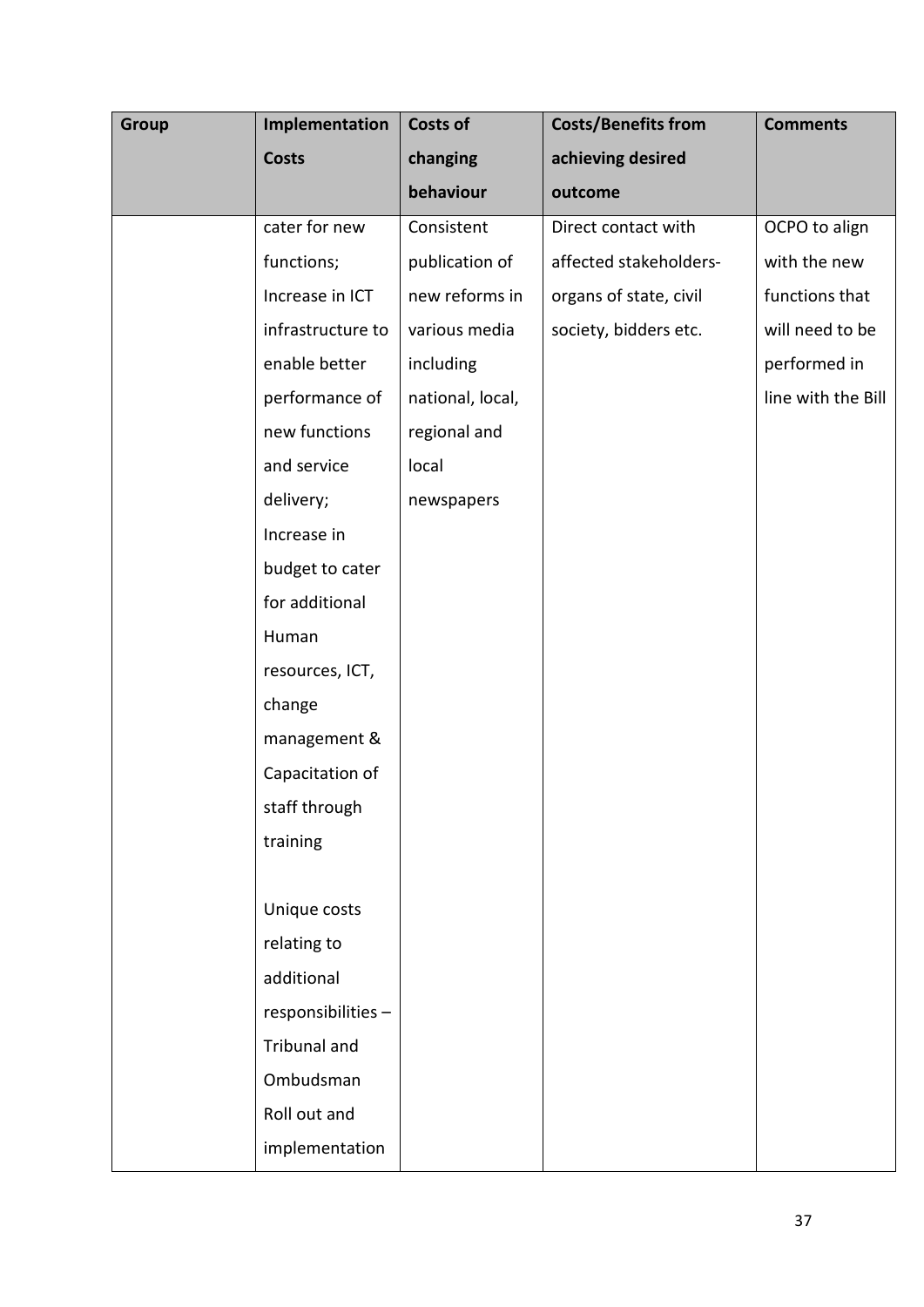| Group | Implementation Costs | Costs of changing behaviour | Costs/Benefits from achieving desired outcome | Comments |
|---|---|---|---|---|
| | cater for new functions; Increase in ICT infrastructure to enable better performance of new functions and service delivery; Increase in budget to cater for additional Human resources, ICT, change management & Capacitation of staff through training<br><br>Unique costs relating to additional responsibilities – Tribunal and Ombudsman Roll out and implementation | Consistent publication of new reforms in various media including national, local, regional and local newspapers | Direct contact with affected stakeholders- organs of state, civil society, bidders etc. | OCPO to align with the new functions that will need to be performed in line with the Bill |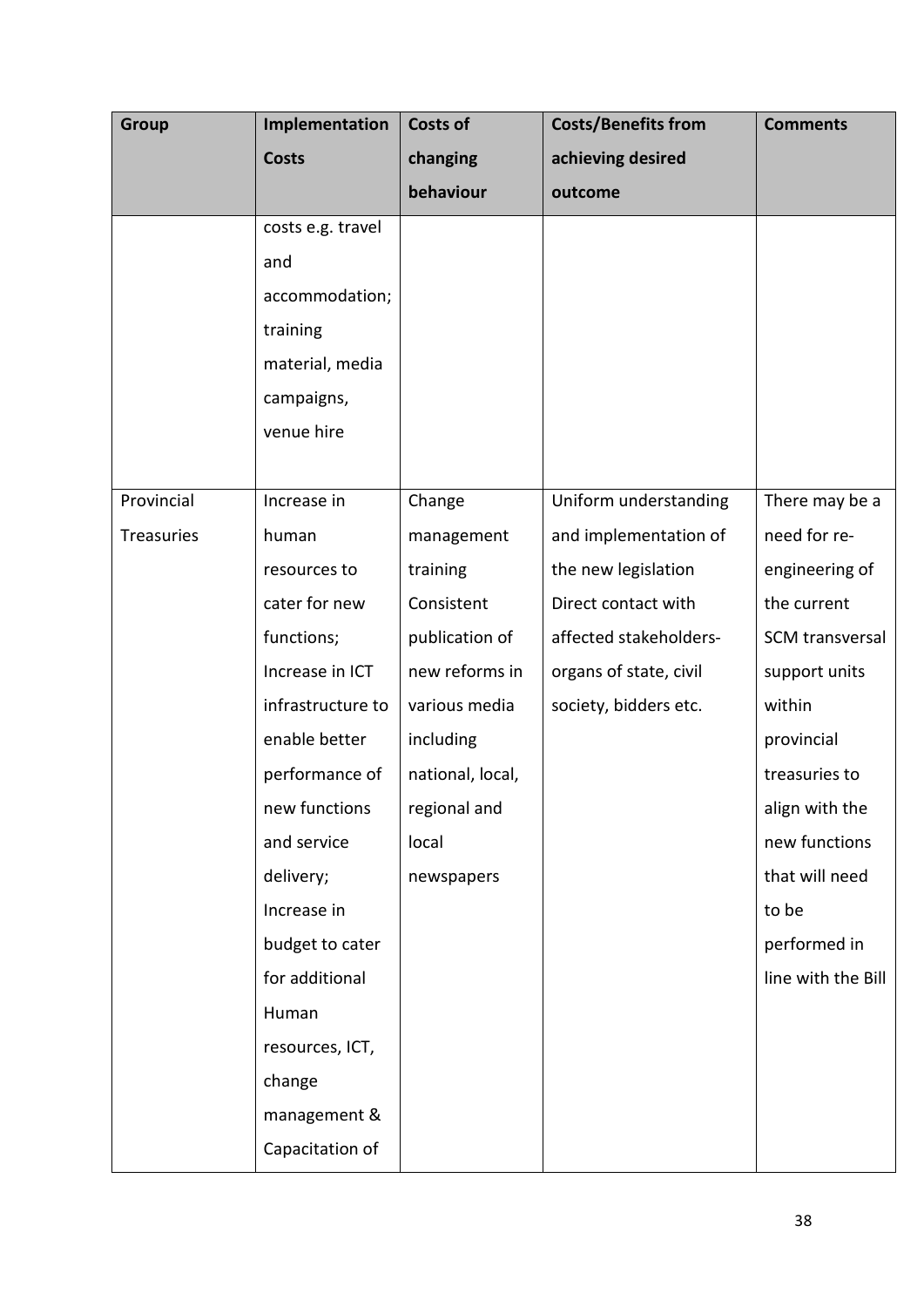| Group | Implementation Costs | Costs of changing behaviour | Costs/Benefits from achieving desired outcome | Comments |
|---|---|---|---|---|
| | costs e.g. travel and accommodation; training material, media campaigns, venue hire | | | |
| Provincial Treasuries | Increase in human resources to cater for new functions; Increase in ICT infrastructure to enable better performance of new functions and service delivery; Increase in budget to cater for additional Human resources, ICT, change management & Capacitation of | Change management training Consistent publication of new reforms in various media including national, local, regional and local newspapers | Uniform understanding and implementation of the new legislation Direct contact with affected stakeholders- organs of state, civil society, bidders etc. | There may be a need for re-engineering of the current SCM transversal support units within provincial treasuries to align with the new functions that will need to be performed in line with the Bill |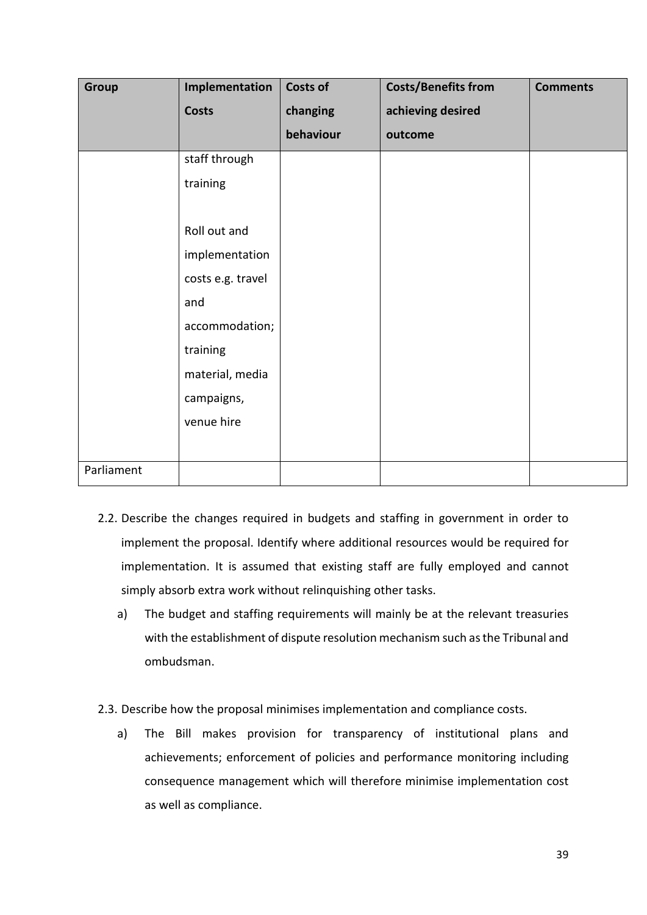| Group | Implementation Costs | Costs of changing behaviour | Costs/Benefits from achieving desired outcome | Comments |
| --- | --- | --- | --- | --- |
| | staff through training<br><br>Roll out and implementation costs e.g. travel and accommodation; training material, media campaigns, venue hire | | | |
| Parliament | | | | |

2.2. Describe the changes required in budgets and staffing in government in order to implement the proposal. Identify where additional resources would be required for implementation. It is assumed that existing staff are fully employed and cannot simply absorb extra work without relinquishing other tasks.

a) The budget and staffing requirements will mainly be at the relevant treasuries with the establishment of dispute resolution mechanism such as the Tribunal and ombudsman.

2.3. Describe how the proposal minimises implementation and compliance costs.

a) The Bill makes provision for transparency of institutional plans and achievements; enforcement of policies and performance monitoring including consequence management which will therefore minimise implementation cost as well as compliance.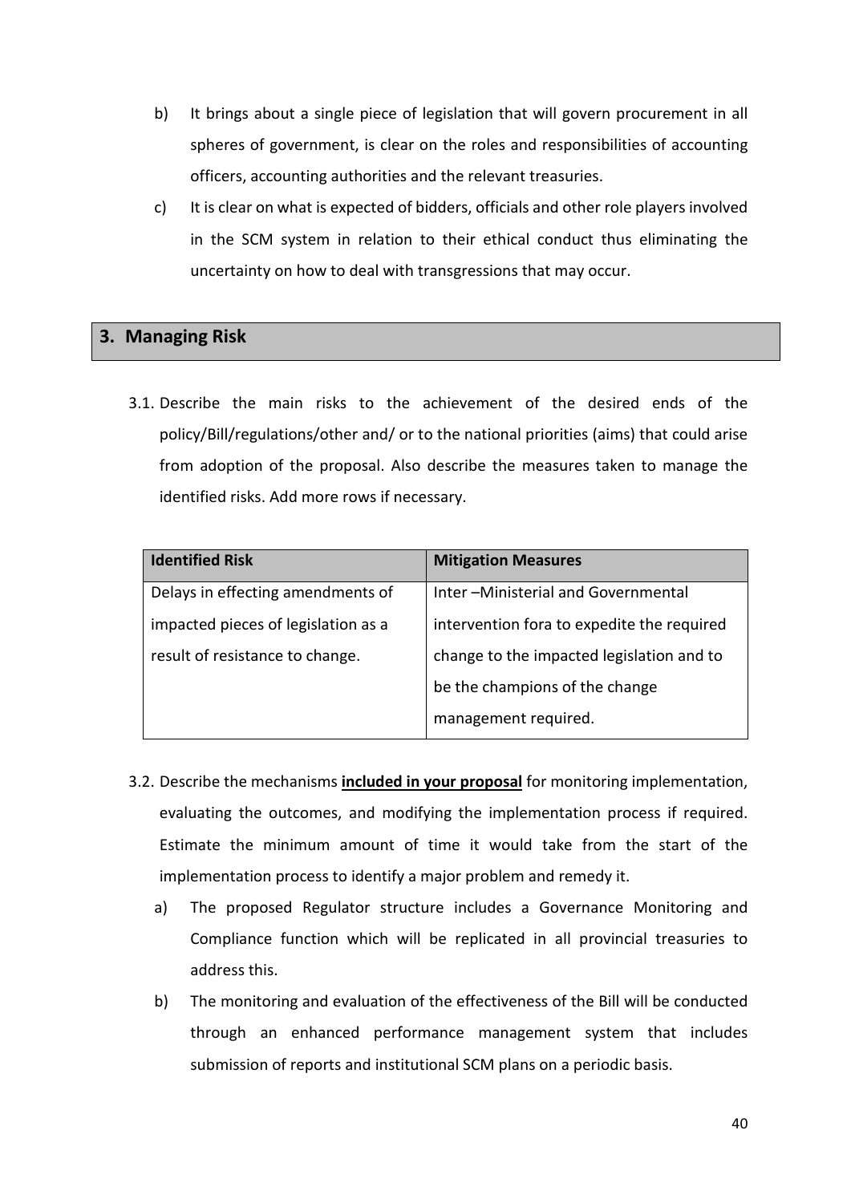b) It brings about a single piece of legislation that will govern procurement in all spheres of government, is clear on the roles and responsibilities of accounting officers, accounting authorities and the relevant treasuries.

c) It is clear on what is expected of bidders, officials and other role players involved in the SCM system in relation to their ethical conduct thus eliminating the uncertainty on how to deal with transgressions that may occur.

## 3. Managing Risk

3.1. Describe the main risks to the achievement of the desired ends of the policy/Bill/regulations/other and/ or to the national priorities (aims) that could arise from adoption of the proposal. Also describe the measures taken to manage the identified risks. Add more rows if necessary.

| Identified Risk | Mitigation Measures |
|---|---|
| Delays in effecting amendments of impacted pieces of legislation as a result of resistance to change. | Inter –Ministerial and Governmental intervention fora to expedite the required change to the impacted legislation and to be the champions of the change management required. |

3.2. Describe the mechanisms **<u>included in your proposal</u>** for monitoring implementation, evaluating the outcomes, and modifying the implementation process if required. Estimate the minimum amount of time it would take from the start of the implementation process to identify a major problem and remedy it.

a) The proposed Regulator structure includes a Governance Monitoring and Compliance function which will be replicated in all provincial treasuries to address this.

b) The monitoring and evaluation of the effectiveness of the Bill will be conducted through an enhanced performance management system that includes submission of reports and institutional SCM plans on a periodic basis.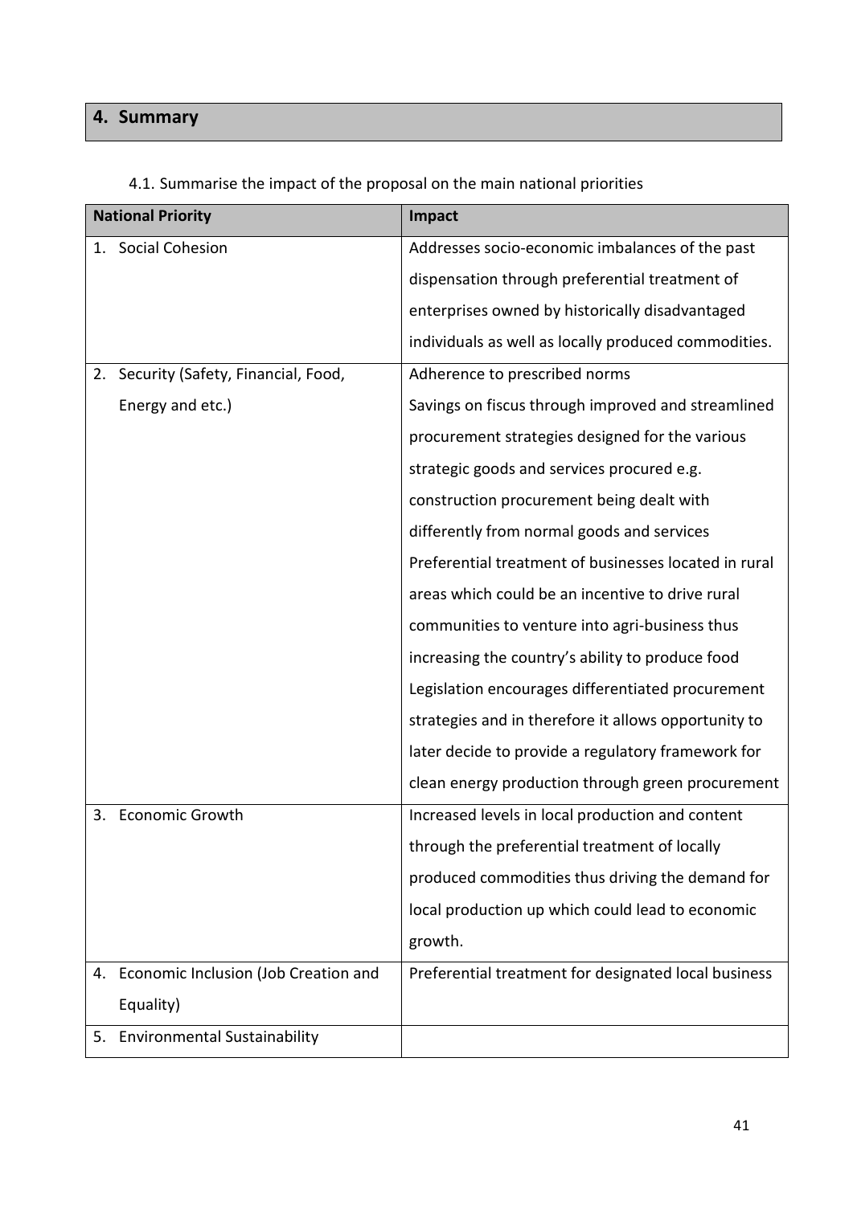## 4. Summary

4.1. Summarise the impact of the proposal on the main national priorities

| National Priority | Impact |
|---|---|
| 1. Social Cohesion | Addresses socio-economic imbalances of the past dispensation through preferential treatment of enterprises owned by historically disadvantaged individuals as well as locally produced commodities. |
| 2. Security (Safety, Financial, Food, Energy and etc.) | Adherence to prescribed norms<br>Savings on fiscus through improved and streamlined procurement strategies designed for the various strategic goods and services procured e.g. construction procurement being dealt with differently from normal goods and services<br>Preferential treatment of businesses located in rural areas which could be an incentive to drive rural communities to venture into agri-business thus increasing the country's ability to produce food<br>Legislation encourages differentiated procurement strategies and in therefore it allows opportunity to later decide to provide a regulatory framework for clean energy production through green procurement |
| 3. Economic Growth | Increased levels in local production and content through the preferential treatment of locally produced commodities thus driving the demand for local production up which could lead to economic growth. |
| 4. Economic Inclusion (Job Creation and Equality) | Preferential treatment for designated local business |
| 5. Environmental Sustainability | |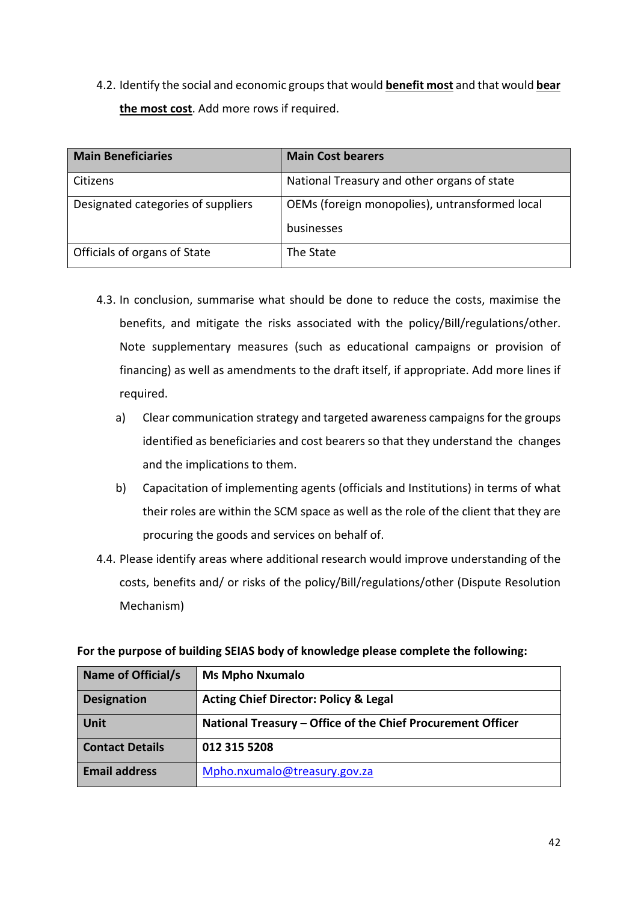4.2. Identify the social and economic groups that would **benefit most** and that would **bear the most cost**. Add more rows if required.

| Main Beneficiaries | Main Cost bearers |
|---|---|
| Citizens | National Treasury and other organs of state |
| Designated categories of suppliers | OEMs (foreign monopolies), untransformed local businesses |
| Officials of organs of State | The State |

4.3. In conclusion, summarise what should be done to reduce the costs, maximise the benefits, and mitigate the risks associated with the policy/Bill/regulations/other. Note supplementary measures (such as educational campaigns or provision of financing) as well as amendments to the draft itself, if appropriate. Add more lines if required.

a) Clear communication strategy and targeted awareness campaigns for the groups identified as beneficiaries and cost bearers so that they understand the changes and the implications to them.

b) Capacitation of implementing agents (officials and Institutions) in terms of what their roles are within the SCM space as well as the role of the client that they are procuring the goods and services on behalf of.

4.4. Please identify areas where additional research would improve understanding of the costs, benefits and/ or risks of the policy/Bill/regulations/other (Dispute Resolution Mechanism)

**For the purpose of building SEIAS body of knowledge please complete the following:**

| | |
|---|---|
| **Name of Official/s** | **Ms Mpho Nxumalo** |
| **Designation** | **Acting Chief Director: Policy & Legal** |
| **Unit** | **National Treasury – Office of the Chief Procurement Officer** |
| **Contact Details** | **012 315 5208** |
| **Email address** | Mpho.nxumalo@treasury.gov.za |